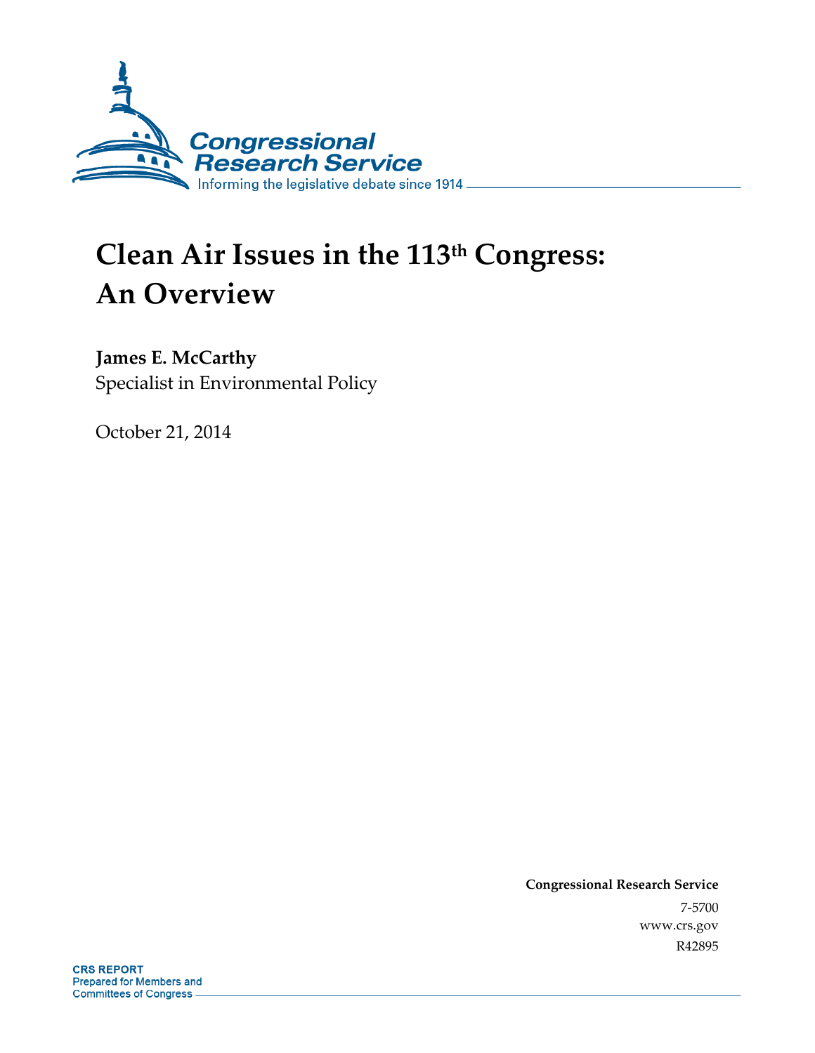Congressional Research Service

Informing the legislative debate since 1914

# Clean Air Issues in the 113th Congress: An Overview

**James E. McCarthy**
Specialist in Environmental Policy

October 21, 2014

**Congressional Research Service**
7-5700
www.crs.gov
R42895

**CRS REPORT**
Prepared for Members and
Committees of Congress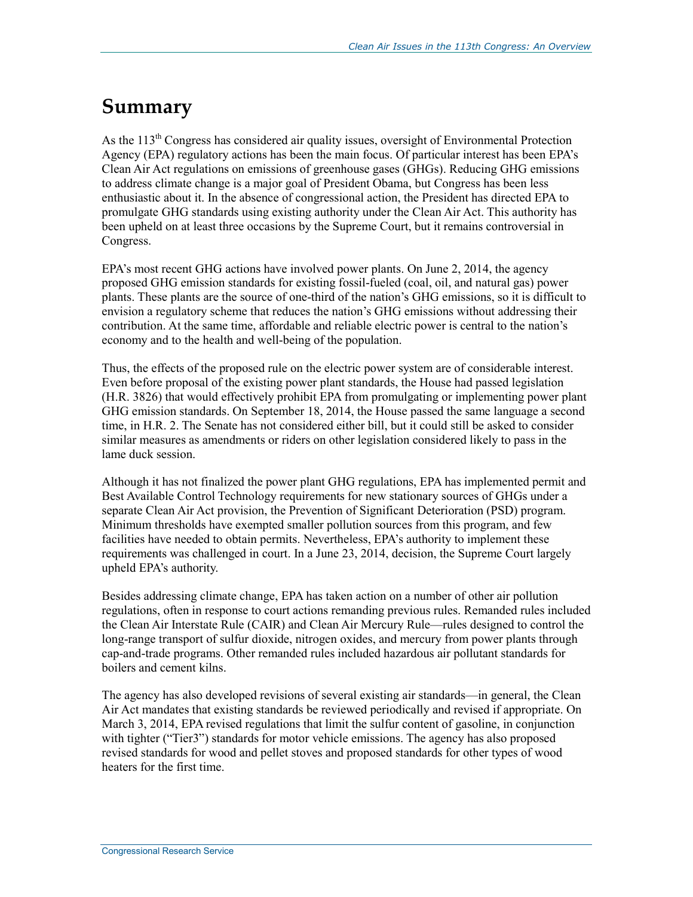# Summary

As the 113th Congress has considered air quality issues, oversight of Environmental Protection Agency (EPA) regulatory actions has been the main focus. Of particular interest has been EPA's Clean Air Act regulations on emissions of greenhouse gases (GHGs). Reducing GHG emissions to address climate change is a major goal of President Obama, but Congress has been less enthusiastic about it. In the absence of congressional action, the President has directed EPA to promulgate GHG standards using existing authority under the Clean Air Act. This authority has been upheld on at least three occasions by the Supreme Court, but it remains controversial in Congress.

EPA's most recent GHG actions have involved power plants. On June 2, 2014, the agency proposed GHG emission standards for existing fossil-fueled (coal, oil, and natural gas) power plants. These plants are the source of one-third of the nation's GHG emissions, so it is difficult to envision a regulatory scheme that reduces the nation's GHG emissions without addressing their contribution. At the same time, affordable and reliable electric power is central to the nation's economy and to the health and well-being of the population.

Thus, the effects of the proposed rule on the electric power system are of considerable interest. Even before proposal of the existing power plant standards, the House had passed legislation (H.R. 3826) that would effectively prohibit EPA from promulgating or implementing power plant GHG emission standards. On September 18, 2014, the House passed the same language a second time, in H.R. 2. The Senate has not considered either bill, but it could still be asked to consider similar measures as amendments or riders on other legislation considered likely to pass in the lame duck session.

Although it has not finalized the power plant GHG regulations, EPA has implemented permit and Best Available Control Technology requirements for new stationary sources of GHGs under a separate Clean Air Act provision, the Prevention of Significant Deterioration (PSD) program. Minimum thresholds have exempted smaller pollution sources from this program, and few facilities have needed to obtain permits. Nevertheless, EPA's authority to implement these requirements was challenged in court. In a June 23, 2014, decision, the Supreme Court largely upheld EPA's authority.

Besides addressing climate change, EPA has taken action on a number of other air pollution regulations, often in response to court actions remanding previous rules. Remanded rules included the Clean Air Interstate Rule (CAIR) and Clean Air Mercury Rule—rules designed to control the long-range transport of sulfur dioxide, nitrogen oxides, and mercury from power plants through cap-and-trade programs. Other remanded rules included hazardous air pollutant standards for boilers and cement kilns.

The agency has also developed revisions of several existing air standards—in general, the Clean Air Act mandates that existing standards be reviewed periodically and revised if appropriate. On March 3, 2014, EPA revised regulations that limit the sulfur content of gasoline, in conjunction with tighter ("Tier3") standards for motor vehicle emissions. The agency has also proposed revised standards for wood and pellet stoves and proposed standards for other types of wood heaters for the first time.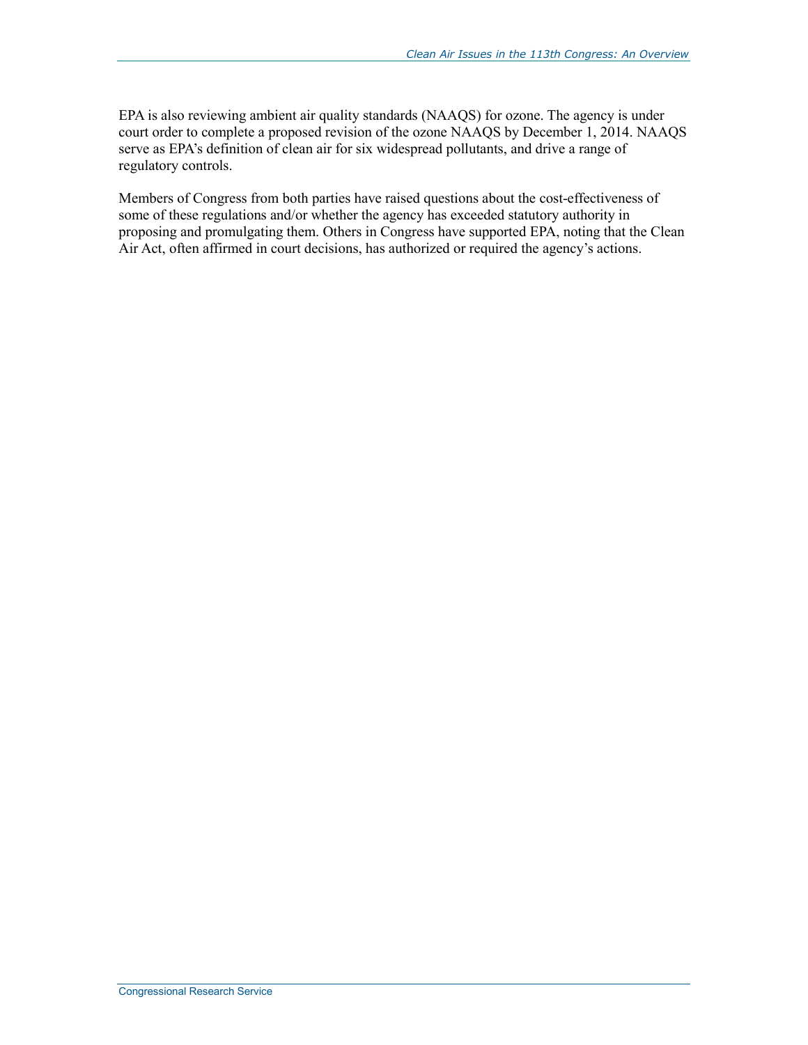EPA is also reviewing ambient air quality standards (NAAQS) for ozone. The agency is under court order to complete a proposed revision of the ozone NAAQS by December 1, 2014. NAAQS serve as EPA's definition of clean air for six widespread pollutants, and drive a range of regulatory controls.

Members of Congress from both parties have raised questions about the cost-effectiveness of some of these regulations and/or whether the agency has exceeded statutory authority in proposing and promulgating them. Others in Congress have supported EPA, noting that the Clean Air Act, often affirmed in court decisions, has authorized or required the agency's actions.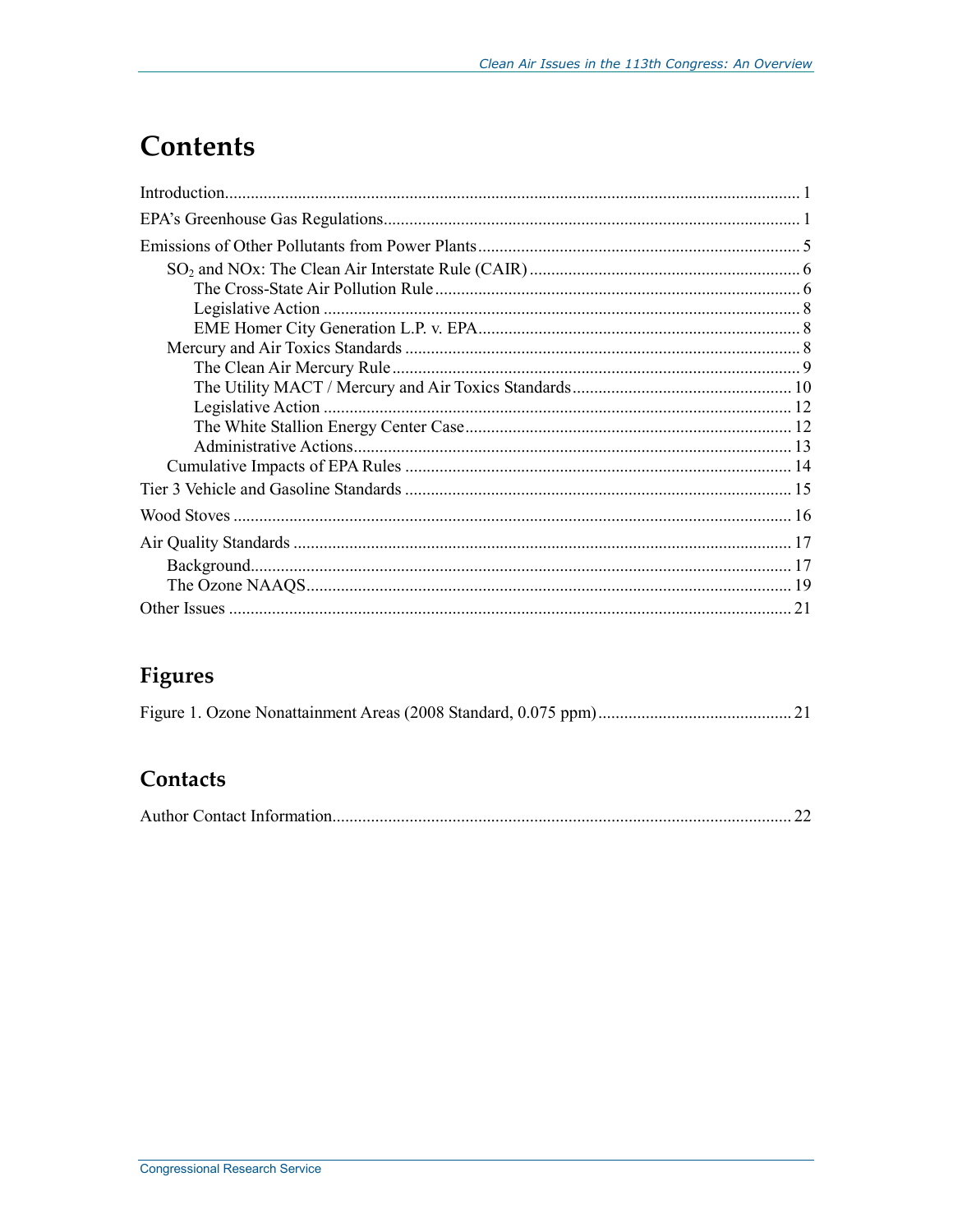# Contents

Introduction .................................................................................................................... 1

EPA's Greenhouse Gas Regulations ................................................................................ 1

Emissions of Other Pollutants from Power Plants .......................................................... 5

- $SO_2$ and NOx: The Clean Air Interstate Rule (CAIR) .............................................. 6
  - The Cross-State Air Pollution Rule ..................................................................... 6
  - Legislative Action ............................................................................................. 8
  - EME Homer City Generation L.P. v. EPA ........................................................... 8
- Mercury and Air Toxics Standards ........................................................................... 8
  - The Clean Air Mercury Rule .............................................................................. 9
  - The Utility MACT / Mercury and Air Toxics Standards ................................... 10
  - Legislative Action ........................................................................................... 12
  - The White Stallion Energy Center Case ........................................................... 12
  - Administrative Actions .................................................................................... 13
- Cumulative Impacts of EPA Rules ......................................................................... 14

Tier 3 Vehicle and Gasoline Standards ......................................................................... 15

Wood Stoves ................................................................................................................ 16

Air Quality Standards .................................................................................................. 17

- Background ............................................................................................................ 17
- The Ozone NAAQS ............................................................................................... 19

Other Issues ................................................................................................................. 21

## Figures

Figure 1. Ozone Nonattainment Areas (2008 Standard, 0.075 ppm) ............................................ 21

## Contacts

Author Contact Information ......................................................................................... 22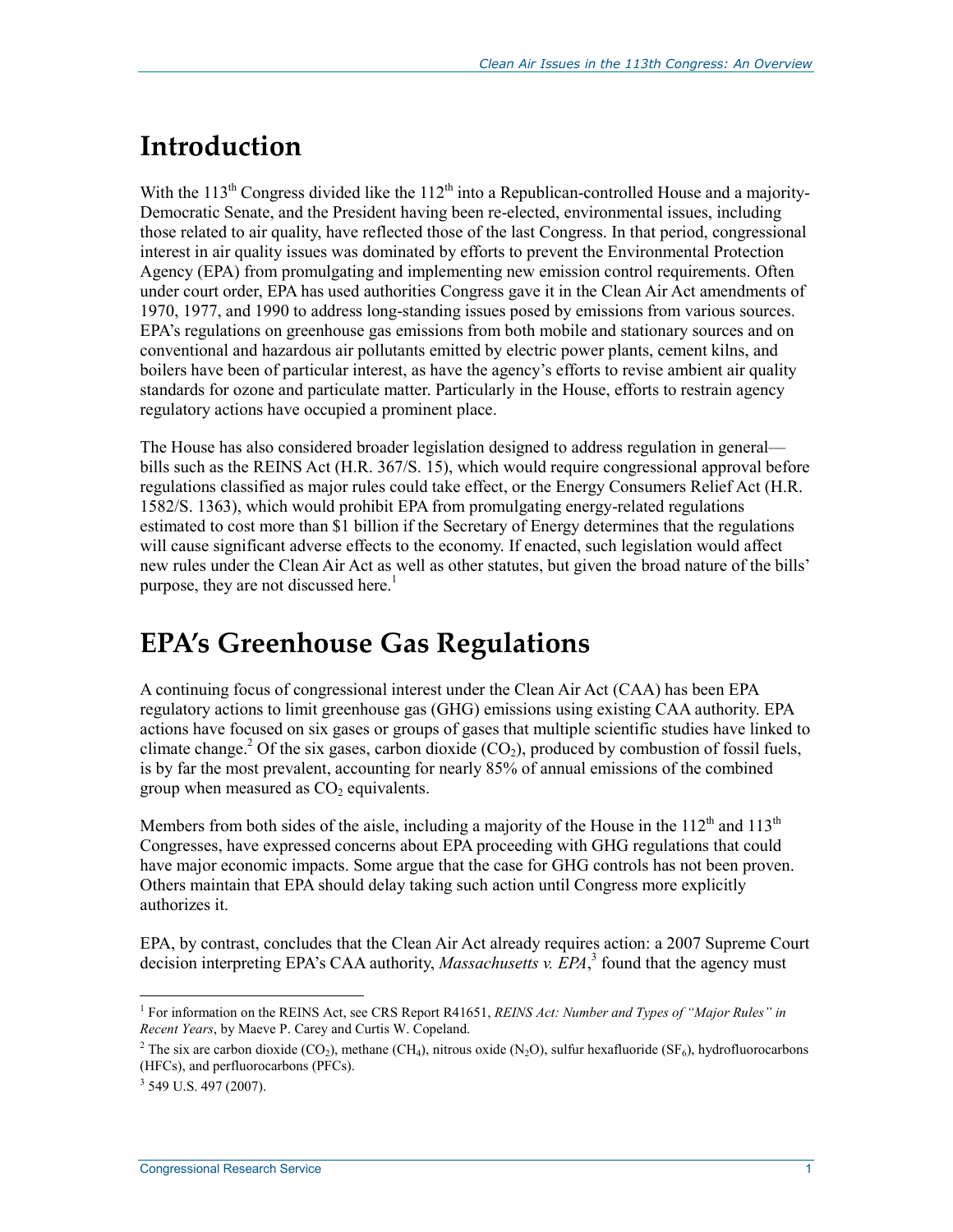# Introduction

With the 113th Congress divided like the 112th into a Republican-controlled House and a majority-Democratic Senate, and the President having been re-elected, environmental issues, including those related to air quality, have reflected those of the last Congress. In that period, congressional interest in air quality issues was dominated by efforts to prevent the Environmental Protection Agency (EPA) from promulgating and implementing new emission control requirements. Often under court order, EPA has used authorities Congress gave it in the Clean Air Act amendments of 1970, 1977, and 1990 to address long-standing issues posed by emissions from various sources. EPA's regulations on greenhouse gas emissions from both mobile and stationary sources and on conventional and hazardous air pollutants emitted by electric power plants, cement kilns, and boilers have been of particular interest, as have the agency's efforts to revise ambient air quality standards for ozone and particulate matter. Particularly in the House, efforts to restrain agency regulatory actions have occupied a prominent place.

The House has also considered broader legislation designed to address regulation in general—bills such as the REINS Act (H.R. 367/S. 15), which would require congressional approval before regulations classified as major rules could take effect, or the Energy Consumers Relief Act (H.R. 1582/S. 1363), which would prohibit EPA from promulgating energy-related regulations estimated to cost more than $1 billion if the Secretary of Energy determines that the regulations will cause significant adverse effects to the economy. If enacted, such legislation would affect new rules under the Clean Air Act as well as other statutes, but given the broad nature of the bills' purpose, they are not discussed here.[1]

# EPA's Greenhouse Gas Regulations

A continuing focus of congressional interest under the Clean Air Act (CAA) has been EPA regulatory actions to limit greenhouse gas (GHG) emissions using existing CAA authority. EPA actions have focused on six gases or groups of gases that multiple scientific studies have linked to climate change.[2] Of the six gases, carbon dioxide ($CO_2$), produced by combustion of fossil fuels, is by far the most prevalent, accounting for nearly 85% of annual emissions of the combined group when measured as $CO_2$ equivalents.

Members from both sides of the aisle, including a majority of the House in the 112th and 113th Congresses, have expressed concerns about EPA proceeding with GHG regulations that could have major economic impacts. Some argue that the case for GHG controls has not been proven. Others maintain that EPA should delay taking such action until Congress more explicitly authorizes it.

EPA, by contrast, concludes that the Clean Air Act already requires action: a 2007 Supreme Court decision interpreting EPA's CAA authority, *Massachusetts v. EPA*,[3] found that the agency must

---

[1] For information on the REINS Act, see CRS Report R41651, *REINS Act: Number and Types of "Major Rules" in Recent Years*, by Maeve P. Carey and Curtis W. Copeland.

[2] The six are carbon dioxide ($CO_2$), methane ($CH_4$), nitrous oxide ($N_2O$), sulfur hexafluoride ($SF_6$), hydrofluorocarbons (HFCs), and perfluorocarbons (PFCs).

[3] 549 U.S. 497 (2007).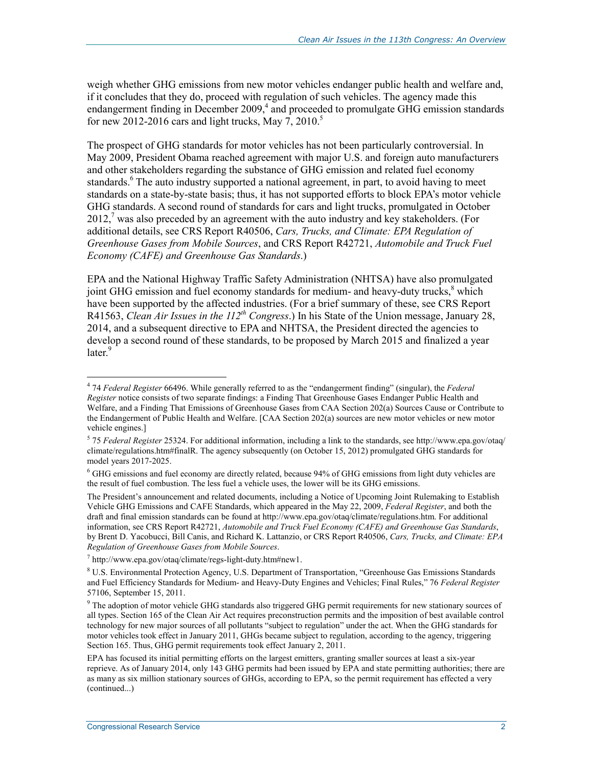weigh whether GHG emissions from new motor vehicles endanger public health and welfare and, if it concludes that they do, proceed with regulation of such vehicles. The agency made this endangerment finding in December 2009,[4] and proceeded to promulgate GHG emission standards for new 2012-2016 cars and light trucks, May 7, 2010.[5]

The prospect of GHG standards for motor vehicles has not been particularly controversial. In May 2009, President Obama reached agreement with major U.S. and foreign auto manufacturers and other stakeholders regarding the substance of GHG emission and related fuel economy standards.[6] The auto industry supported a national agreement, in part, to avoid having to meet standards on a state-by-state basis; thus, it has not supported efforts to block EPA's motor vehicle GHG standards. A second round of standards for cars and light trucks, promulgated in October 2012,[7] was also preceded by an agreement with the auto industry and key stakeholders. (For additional details, see CRS Report R40506, *Cars, Trucks, and Climate: EPA Regulation of Greenhouse Gases from Mobile Sources*, and CRS Report R42721, *Automobile and Truck Fuel Economy (CAFE) and Greenhouse Gas Standards*.)

EPA and the National Highway Traffic Safety Administration (NHTSA) have also promulgated joint GHG emission and fuel economy standards for medium- and heavy-duty trucks,[8] which have been supported by the affected industries. (For a brief summary of these, see CRS Report R41563, *Clean Air Issues in the 112th Congress*.) In his State of the Union message, January 28, 2014, and a subsequent directive to EPA and NHTSA, the President directed the agencies to develop a second round of these standards, to be proposed by March 2015 and finalized a year later.[9]

---

[4] 74 *Federal Register* 66496. While generally referred to as the "endangerment finding" (singular), the *Federal Register* notice consists of two separate findings: a Finding That Greenhouse Gases Endanger Public Health and Welfare, and a Finding That Emissions of Greenhouse Gases from CAA Section 202(a) Sources Cause or Contribute to the Endangerment of Public Health and Welfare. [CAA Section 202(a) sources are new motor vehicles or new motor vehicle engines.]

[5] 75 *Federal Register* 25324. For additional information, including a link to the standards, see http://www.epa.gov/otaq/climate/regulations.htm#finalR. The agency subsequently (on October 15, 2012) promulgated GHG standards for model years 2017-2025.

[6] GHG emissions and fuel economy are directly related, because 94% of GHG emissions from light duty vehicles are the result of fuel combustion. The less fuel a vehicle uses, the lower will be its GHG emissions.

The President's announcement and related documents, including a Notice of Upcoming Joint Rulemaking to Establish Vehicle GHG Emissions and CAFE Standards, which appeared in the May 22, 2009, *Federal Register*, and both the draft and final emission standards can be found at http://www.epa.gov/otaq/climate/regulations.htm. For additional information, see CRS Report R42721, *Automobile and Truck Fuel Economy (CAFE) and Greenhouse Gas Standards*, by Brent D. Yacobucci, Bill Canis, and Richard K. Lattanzio, or CRS Report R40506, *Cars, Trucks, and Climate: EPA Regulation of Greenhouse Gases from Mobile Sources*.

[7] http://www.epa.gov/otaq/climate/regs-light-duty.htm#new1.

[8] U.S. Environmental Protection Agency, U.S. Department of Transportation, "Greenhouse Gas Emissions Standards and Fuel Efficiency Standards for Medium- and Heavy-Duty Engines and Vehicles; Final Rules," 76 *Federal Register* 57106, September 15, 2011.

[9] The adoption of motor vehicle GHG standards also triggered GHG permit requirements for new stationary sources of all types. Section 165 of the Clean Air Act requires preconstruction permits and the imposition of best available control technology for new major sources of all pollutants "subject to regulation" under the act. When the GHG standards for motor vehicles took effect in January 2011, GHGs became subject to regulation, according to the agency, triggering Section 165. Thus, GHG permit requirements took effect January 2, 2011.

EPA has focused its initial permitting efforts on the largest emitters, granting smaller sources at least a six-year reprieve. As of January 2014, only 143 GHG permits had been issued by EPA and state permitting authorities; there are as many as six million stationary sources of GHGs, according to EPA, so the permit requirement has effected a very (continued...)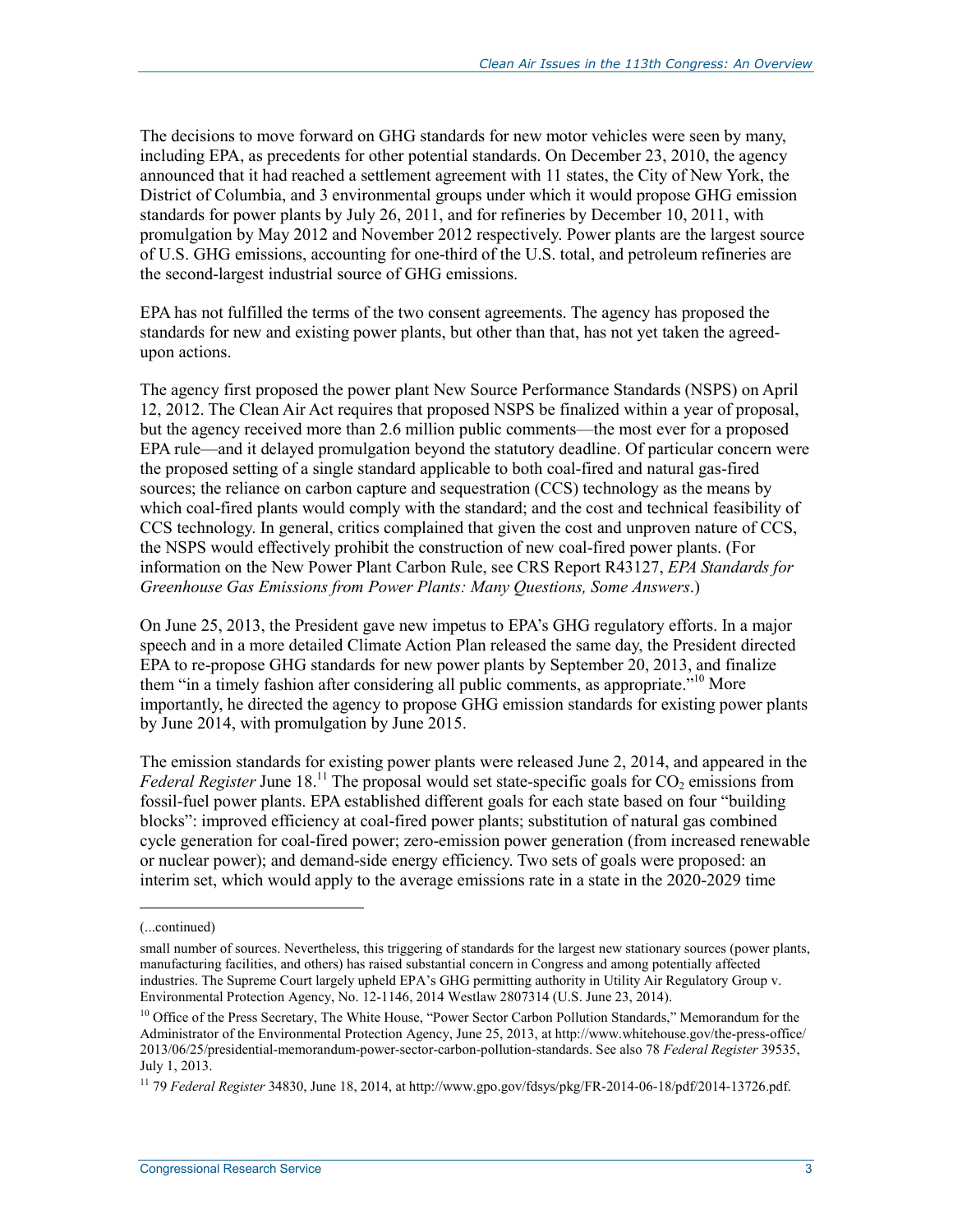The decisions to move forward on GHG standards for new motor vehicles were seen by many, including EPA, as precedents for other potential standards. On December 23, 2010, the agency announced that it had reached a settlement agreement with 11 states, the City of New York, the District of Columbia, and 3 environmental groups under which it would propose GHG emission standards for power plants by July 26, 2011, and for refineries by December 10, 2011, with promulgation by May 2012 and November 2012 respectively. Power plants are the largest source of U.S. GHG emissions, accounting for one-third of the U.S. total, and petroleum refineries are the second-largest industrial source of GHG emissions.

EPA has not fulfilled the terms of the two consent agreements. The agency has proposed the standards for new and existing power plants, but other than that, has not yet taken the agreed-upon actions.

The agency first proposed the power plant New Source Performance Standards (NSPS) on April 12, 2012. The Clean Air Act requires that proposed NSPS be finalized within a year of proposal, but the agency received more than 2.6 million public comments—the most ever for a proposed EPA rule—and it delayed promulgation beyond the statutory deadline. Of particular concern were the proposed setting of a single standard applicable to both coal-fired and natural gas-fired sources; the reliance on carbon capture and sequestration (CCS) technology as the means by which coal-fired plants would comply with the standard; and the cost and technical feasibility of CCS technology. In general, critics complained that given the cost and unproven nature of CCS, the NSPS would effectively prohibit the construction of new coal-fired power plants. (For information on the New Power Plant Carbon Rule, see CRS Report R43127, *EPA Standards for Greenhouse Gas Emissions from Power Plants: Many Questions, Some Answers*.)

On June 25, 2013, the President gave new impetus to EPA's GHG regulatory efforts. In a major speech and in a more detailed Climate Action Plan released the same day, the President directed EPA to re-propose GHG standards for new power plants by September 20, 2013, and finalize them "in a timely fashion after considering all public comments, as appropriate."[10] More importantly, he directed the agency to propose GHG emission standards for existing power plants by June 2014, with promulgation by June 2015.

The emission standards for existing power plants were released June 2, 2014, and appeared in the *Federal Register* June 18.[11] The proposal would set state-specific goals for $CO_2$ emissions from fossil-fuel power plants. EPA established different goals for each state based on four "building blocks": improved efficiency at coal-fired power plants; substitution of natural gas combined cycle generation for coal-fired power; zero-emission power generation (from increased renewable or nuclear power); and demand-side energy efficiency. Two sets of goals were proposed: an interim set, which would apply to the average emissions rate in a state in the 2020-2029 time

---

(...continued)

small number of sources. Nevertheless, this triggering of standards for the largest new stationary sources (power plants, manufacturing facilities, and others) has raised substantial concern in Congress and among potentially affected industries. The Supreme Court largely upheld EPA's GHG permitting authority in Utility Air Regulatory Group v. Environmental Protection Agency, No. 12-1146, 2014 Westlaw 2807314 (U.S. June 23, 2014).

[10] Office of the Press Secretary, The White House, "Power Sector Carbon Pollution Standards," Memorandum for the Administrator of the Environmental Protection Agency, June 25, 2013, at http://www.whitehouse.gov/the-press-office/2013/06/25/presidential-memorandum-power-sector-carbon-pollution-standards. See also 78 *Federal Register* 39535, July 1, 2013.

[11] 79 *Federal Register* 34830, June 18, 2014, at http://www.gpo.gov/fdsys/pkg/FR-2014-06-18/pdf/2014-13726.pdf.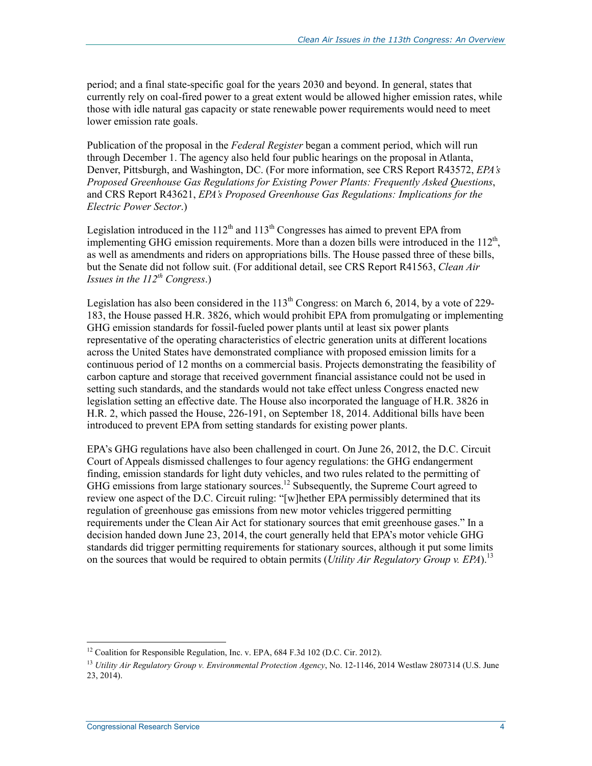period; and a final state-specific goal for the years 2030 and beyond. In general, states that currently rely on coal-fired power to a great extent would be allowed higher emission rates, while those with idle natural gas capacity or state renewable power requirements would need to meet lower emission rate goals.

Publication of the proposal in the *Federal Register* began a comment period, which will run through December 1. The agency also held four public hearings on the proposal in Atlanta, Denver, Pittsburgh, and Washington, DC. (For more information, see CRS Report R43572, *EPA's Proposed Greenhouse Gas Regulations for Existing Power Plants: Frequently Asked Questions*, and CRS Report R43621, *EPA's Proposed Greenhouse Gas Regulations: Implications for the Electric Power Sector*.)

Legislation introduced in the 112th and 113th Congresses has aimed to prevent EPA from implementing GHG emission requirements. More than a dozen bills were introduced in the 112th, as well as amendments and riders on appropriations bills. The House passed three of these bills, but the Senate did not follow suit. (For additional detail, see CRS Report R41563, *Clean Air Issues in the 112th Congress*.)

Legislation has also been considered in the 113th Congress: on March 6, 2014, by a vote of 229-183, the House passed H.R. 3826, which would prohibit EPA from promulgating or implementing GHG emission standards for fossil-fueled power plants until at least six power plants representative of the operating characteristics of electric generation units at different locations across the United States have demonstrated compliance with proposed emission limits for a continuous period of 12 months on a commercial basis. Projects demonstrating the feasibility of carbon capture and storage that received government financial assistance could not be used in setting such standards, and the standards would not take effect unless Congress enacted new legislation setting an effective date. The House also incorporated the language of H.R. 3826 in H.R. 2, which passed the House, 226-191, on September 18, 2014. Additional bills have been introduced to prevent EPA from setting standards for existing power plants.

EPA's GHG regulations have also been challenged in court. On June 26, 2012, the D.C. Circuit Court of Appeals dismissed challenges to four agency regulations: the GHG endangerment finding, emission standards for light duty vehicles, and two rules related to the permitting of GHG emissions from large stationary sources.[12] Subsequently, the Supreme Court agreed to review one aspect of the D.C. Circuit ruling: "[w]hether EPA permissibly determined that its regulation of greenhouse gas emissions from new motor vehicles triggered permitting requirements under the Clean Air Act for stationary sources that emit greenhouse gases." In a decision handed down June 23, 2014, the court generally held that EPA's motor vehicle GHG standards did trigger permitting requirements for stationary sources, although it put some limits on the sources that would be required to obtain permits (*Utility Air Regulatory Group v. EPA*).[13]

[12] Coalition for Responsible Regulation, Inc. v. EPA, 684 F.3d 102 (D.C. Cir. 2012).

[13] *Utility Air Regulatory Group v. Environmental Protection Agency*, No. 12-1146, 2014 Westlaw 2807314 (U.S. June 23, 2014).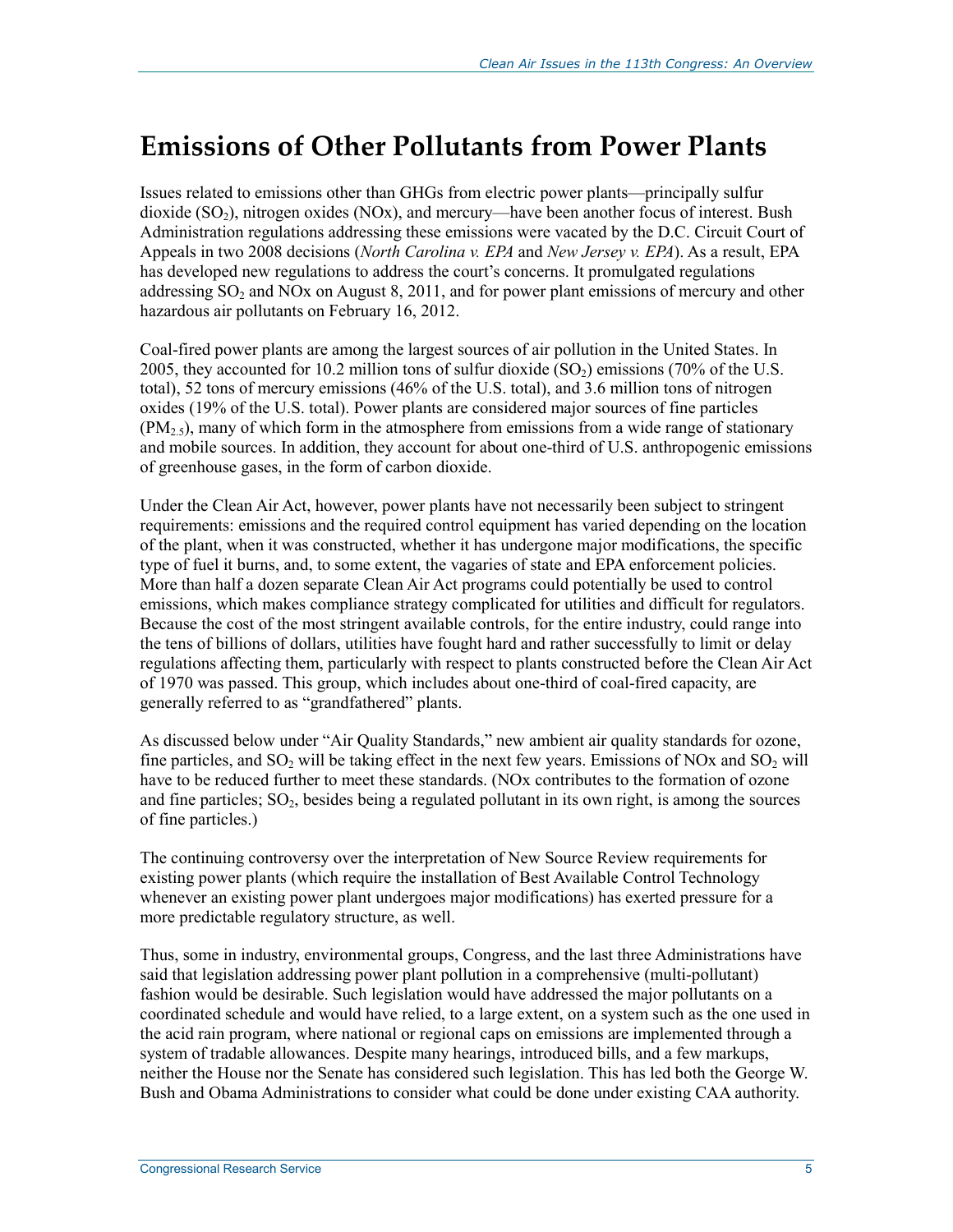# Emissions of Other Pollutants from Power Plants

Issues related to emissions other than GHGs from electric power plants—principally sulfur dioxide ($SO_2$), nitrogen oxides (NOx), and mercury—have been another focus of interest. Bush Administration regulations addressing these emissions were vacated by the D.C. Circuit Court of Appeals in two 2008 decisions (*North Carolina v. EPA* and *New Jersey v. EPA*). As a result, EPA has developed new regulations to address the court's concerns. It promulgated regulations addressing $SO_2$ and NOx on August 8, 2011, and for power plant emissions of mercury and other hazardous air pollutants on February 16, 2012.

Coal-fired power plants are among the largest sources of air pollution in the United States. In 2005, they accounted for 10.2 million tons of sulfur dioxide ($SO_2$) emissions (70% of the U.S. total), 52 tons of mercury emissions (46% of the U.S. total), and 3.6 million tons of nitrogen oxides (19% of the U.S. total). Power plants are considered major sources of fine particles ($PM_{2.5}$), many of which form in the atmosphere from emissions from a wide range of stationary and mobile sources. In addition, they account for about one-third of U.S. anthropogenic emissions of greenhouse gases, in the form of carbon dioxide.

Under the Clean Air Act, however, power plants have not necessarily been subject to stringent requirements: emissions and the required control equipment has varied depending on the location of the plant, when it was constructed, whether it has undergone major modifications, the specific type of fuel it burns, and, to some extent, the vagaries of state and EPA enforcement policies. More than half a dozen separate Clean Air Act programs could potentially be used to control emissions, which makes compliance strategy complicated for utilities and difficult for regulators. Because the cost of the most stringent available controls, for the entire industry, could range into the tens of billions of dollars, utilities have fought hard and rather successfully to limit or delay regulations affecting them, particularly with respect to plants constructed before the Clean Air Act of 1970 was passed. This group, which includes about one-third of coal-fired capacity, are generally referred to as "grandfathered" plants.

As discussed below under "Air Quality Standards," new ambient air quality standards for ozone, fine particles, and $SO_2$ will be taking effect in the next few years. Emissions of NOx and $SO_2$ will have to be reduced further to meet these standards. (NOx contributes to the formation of ozone and fine particles; $SO_2$, besides being a regulated pollutant in its own right, is among the sources of fine particles.)

The continuing controversy over the interpretation of New Source Review requirements for existing power plants (which require the installation of Best Available Control Technology whenever an existing power plant undergoes major modifications) has exerted pressure for a more predictable regulatory structure, as well.

Thus, some in industry, environmental groups, Congress, and the last three Administrations have said that legislation addressing power plant pollution in a comprehensive (multi-pollutant) fashion would be desirable. Such legislation would have addressed the major pollutants on a coordinated schedule and would have relied, to a large extent, on a system such as the one used in the acid rain program, where national or regional caps on emissions are implemented through a system of tradable allowances. Despite many hearings, introduced bills, and a few markups, neither the House nor the Senate has considered such legislation. This has led both the George W. Bush and Obama Administrations to consider what could be done under existing CAA authority.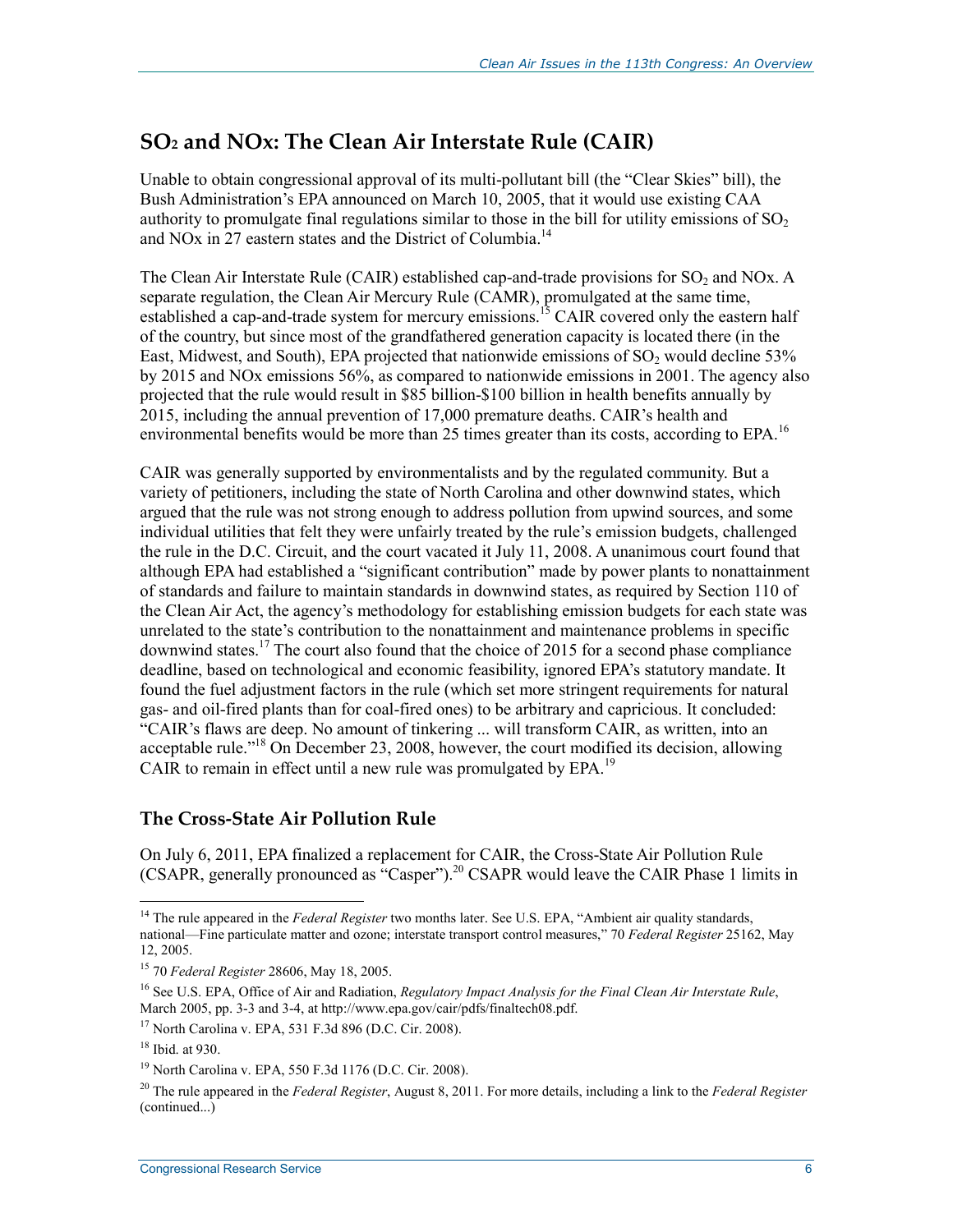## $SO_2$ and NOx: The Clean Air Interstate Rule (CAIR)

Unable to obtain congressional approval of its multi-pollutant bill (the "Clear Skies" bill), the Bush Administration's EPA announced on March 10, 2005, that it would use existing CAA authority to promulgate final regulations similar to those in the bill for utility emissions of $SO_2$ and NOx in 27 eastern states and the District of Columbia.[14]

The Clean Air Interstate Rule (CAIR) established cap-and-trade provisions for $SO_2$ and NOx. A separate regulation, the Clean Air Mercury Rule (CAMR), promulgated at the same time, established a cap-and-trade system for mercury emissions.[15] CAIR covered only the eastern half of the country, but since most of the grandfathered generation capacity is located there (in the East, Midwest, and South), EPA projected that nationwide emissions of $SO_2$ would decline 53% by 2015 and NOx emissions 56%, as compared to nationwide emissions in 2001. The agency also projected that the rule would result in $85 billion-$100 billion in health benefits annually by 2015, including the annual prevention of 17,000 premature deaths. CAIR's health and environmental benefits would be more than 25 times greater than its costs, according to EPA.[16]

CAIR was generally supported by environmentalists and by the regulated community. But a variety of petitioners, including the state of North Carolina and other downwind states, which argued that the rule was not strong enough to address pollution from upwind sources, and some individual utilities that felt they were unfairly treated by the rule's emission budgets, challenged the rule in the D.C. Circuit, and the court vacated it July 11, 2008. A unanimous court found that although EPA had established a "significant contribution" made by power plants to nonattainment of standards and failure to maintain standards in downwind states, as required by Section 110 of the Clean Air Act, the agency's methodology for establishing emission budgets for each state was unrelated to the state's contribution to the nonattainment and maintenance problems in specific downwind states.[17] The court also found that the choice of 2015 for a second phase compliance deadline, based on technological and economic feasibility, ignored EPA's statutory mandate. It found the fuel adjustment factors in the rule (which set more stringent requirements for natural gas- and oil-fired plants than for coal-fired ones) to be arbitrary and capricious. It concluded: "CAIR's flaws are deep. No amount of tinkering ... will transform CAIR, as written, into an acceptable rule."[18] On December 23, 2008, however, the court modified its decision, allowing CAIR to remain in effect until a new rule was promulgated by EPA.[19]

### The Cross-State Air Pollution Rule

On July 6, 2011, EPA finalized a replacement for CAIR, the Cross-State Air Pollution Rule (CSAPR, generally pronounced as "Casper").[20] CSAPR would leave the CAIR Phase 1 limits in

---

[14] The rule appeared in the *Federal Register* two months later. See U.S. EPA, "Ambient air quality standards, national—Fine particulate matter and ozone; interstate transport control measures," 70 *Federal Register* 25162, May 12, 2005.

[15] 70 *Federal Register* 28606, May 18, 2005.

[16] See U.S. EPA, Office of Air and Radiation, *Regulatory Impact Analysis for the Final Clean Air Interstate Rule*, March 2005, pp. 3-3 and 3-4, at http://www.epa.gov/cair/pdfs/finaltech08.pdf.

[17] North Carolina v. EPA, 531 F.3d 896 (D.C. Cir. 2008).

[18] Ibid. at 930.

[19] North Carolina v. EPA, 550 F.3d 1176 (D.C. Cir. 2008).

[20] The rule appeared in the *Federal Register*, August 8, 2011. For more details, including a link to the *Federal Register* (continued...)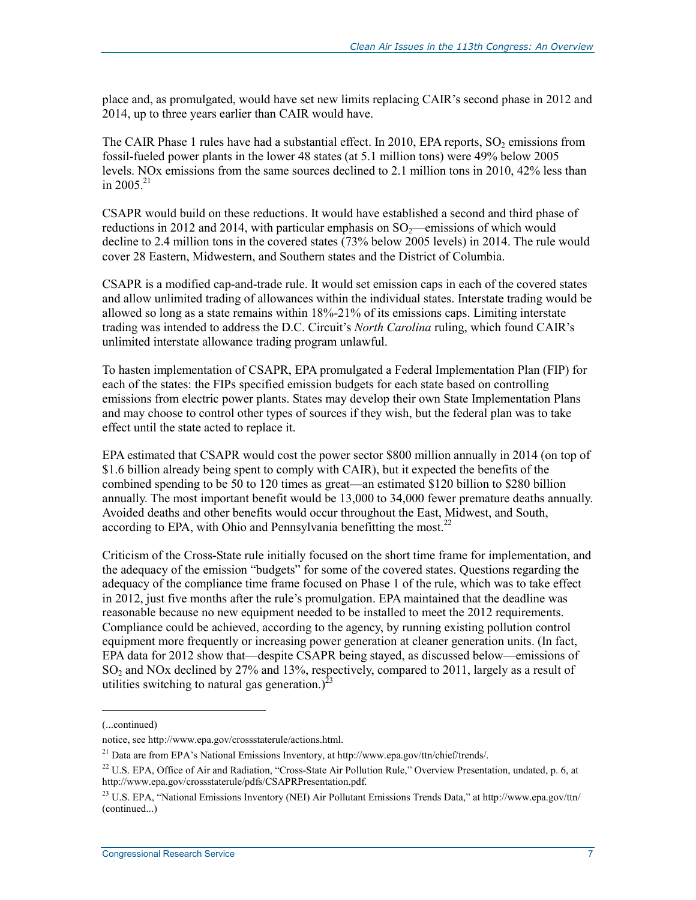place and, as promulgated, would have set new limits replacing CAIR's second phase in 2012 and 2014, up to three years earlier than CAIR would have.

The CAIR Phase 1 rules have had a substantial effect. In 2010, EPA reports, $SO_2$ emissions from fossil-fueled power plants in the lower 48 states (at 5.1 million tons) were 49% below 2005 levels. NOx emissions from the same sources declined to 2.1 million tons in 2010, 42% less than in 2005.[21]

CSAPR would build on these reductions. It would have established a second and third phase of reductions in 2012 and 2014, with particular emphasis on $SO_2$—emissions of which would decline to 2.4 million tons in the covered states (73% below 2005 levels) in 2014. The rule would cover 28 Eastern, Midwestern, and Southern states and the District of Columbia.

CSAPR is a modified cap-and-trade rule. It would set emission caps in each of the covered states and allow unlimited trading of allowances within the individual states. Interstate trading would be allowed so long as a state remains within 18%-21% of its emissions caps. Limiting interstate trading was intended to address the D.C. Circuit's *North Carolina* ruling, which found CAIR's unlimited interstate allowance trading program unlawful.

To hasten implementation of CSAPR, EPA promulgated a Federal Implementation Plan (FIP) for each of the states: the FIPs specified emission budgets for each state based on controlling emissions from electric power plants. States may develop their own State Implementation Plans and may choose to control other types of sources if they wish, but the federal plan was to take effect until the state acted to replace it.

EPA estimated that CSAPR would cost the power sector $800 million annually in 2014 (on top of $1.6 billion already being spent to comply with CAIR), but it expected the benefits of the combined spending to be 50 to 120 times as great—an estimated $120 billion to $280 billion annually. The most important benefit would be 13,000 to 34,000 fewer premature deaths annually. Avoided deaths and other benefits would occur throughout the East, Midwest, and South, according to EPA, with Ohio and Pennsylvania benefitting the most.[22]

Criticism of the Cross-State rule initially focused on the short time frame for implementation, and the adequacy of the emission "budgets" for some of the covered states. Questions regarding the adequacy of the compliance time frame focused on Phase 1 of the rule, which was to take effect in 2012, just five months after the rule's promulgation. EPA maintained that the deadline was reasonable because no new equipment needed to be installed to meet the 2012 requirements. Compliance could be achieved, according to the agency, by running existing pollution control equipment more frequently or increasing power generation at cleaner generation units. (In fact, EPA data for 2012 show that—despite CSAPR being stayed, as discussed below—emissions of $SO_2$ and NOx declined by 27% and 13%, respectively, compared to 2011, largely as a result of utilities switching to natural gas generation.)[23]

---

(...continued)

notice, see http://www.epa.gov/crossstaterule/actions.html.

[21] Data are from EPA's National Emissions Inventory, at http://www.epa.gov/ttn/chief/trends/.

[22] U.S. EPA, Office of Air and Radiation, "Cross-State Air Pollution Rule," Overview Presentation, undated, p. 6, at http://www.epa.gov/crossstaterule/pdfs/CSAPRPresentation.pdf.

[23] U.S. EPA, "National Emissions Inventory (NEI) Air Pollutant Emissions Trends Data," at http://www.epa.gov/ttn/ (continued...)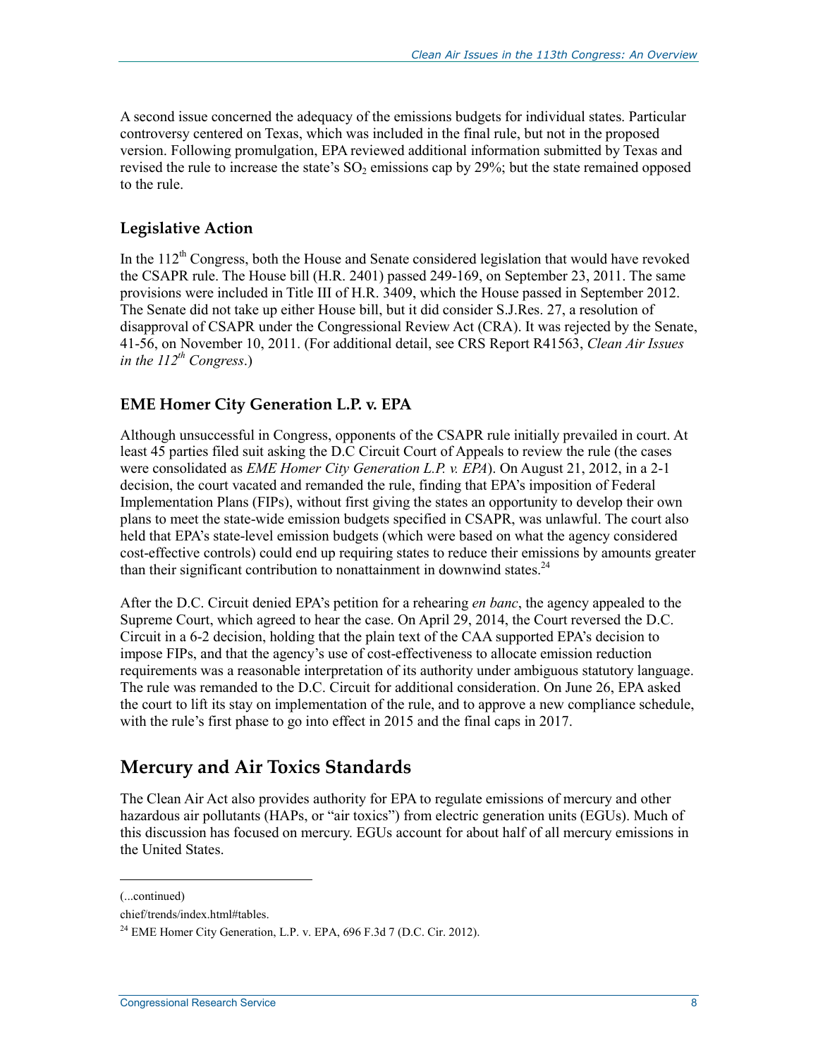A second issue concerned the adequacy of the emissions budgets for individual states. Particular controversy centered on Texas, which was included in the final rule, but not in the proposed version. Following promulgation, EPA reviewed additional information submitted by Texas and revised the rule to increase the state's $SO_2$ emissions cap by 29%; but the state remained opposed to the rule.

### Legislative Action

In the 112th Congress, both the House and Senate considered legislation that would have revoked the CSAPR rule. The House bill (H.R. 2401) passed 249-169, on September 23, 2011. The same provisions were included in Title III of H.R. 3409, which the House passed in September 2012. The Senate did not take up either House bill, but it did consider S.J.Res. 27, a resolution of disapproval of CSAPR under the Congressional Review Act (CRA). It was rejected by the Senate, 41-56, on November 10, 2011. (For additional detail, see CRS Report R41563, *Clean Air Issues in the 112th Congress*.)

### EME Homer City Generation L.P. v. EPA

Although unsuccessful in Congress, opponents of the CSAPR rule initially prevailed in court. At least 45 parties filed suit asking the D.C Circuit Court of Appeals to review the rule (the cases were consolidated as *EME Homer City Generation L.P. v. EPA*). On August 21, 2012, in a 2-1 decision, the court vacated and remanded the rule, finding that EPA's imposition of Federal Implementation Plans (FIPs), without first giving the states an opportunity to develop their own plans to meet the state-wide emission budgets specified in CSAPR, was unlawful. The court also held that EPA's state-level emission budgets (which were based on what the agency considered cost-effective controls) could end up requiring states to reduce their emissions by amounts greater than their significant contribution to nonattainment in downwind states.[24]

After the D.C. Circuit denied EPA's petition for a rehearing *en banc*, the agency appealed to the Supreme Court, which agreed to hear the case. On April 29, 2014, the Court reversed the D.C. Circuit in a 6-2 decision, holding that the plain text of the CAA supported EPA's decision to impose FIPs, and that the agency's use of cost-effectiveness to allocate emission reduction requirements was a reasonable interpretation of its authority under ambiguous statutory language. The rule was remanded to the D.C. Circuit for additional consideration. On June 26, EPA asked the court to lift its stay on implementation of the rule, and to approve a new compliance schedule, with the rule's first phase to go into effect in 2015 and the final caps in 2017.

## Mercury and Air Toxics Standards

The Clean Air Act also provides authority for EPA to regulate emissions of mercury and other hazardous air pollutants (HAPs, or "air toxics") from electric generation units (EGUs). Much of this discussion has focused on mercury. EGUs account for about half of all mercury emissions in the United States.

---

(...continued)

chief/trends/index.html#tables.

[24] EME Homer City Generation, L.P. v. EPA, 696 F.3d 7 (D.C. Cir. 2012).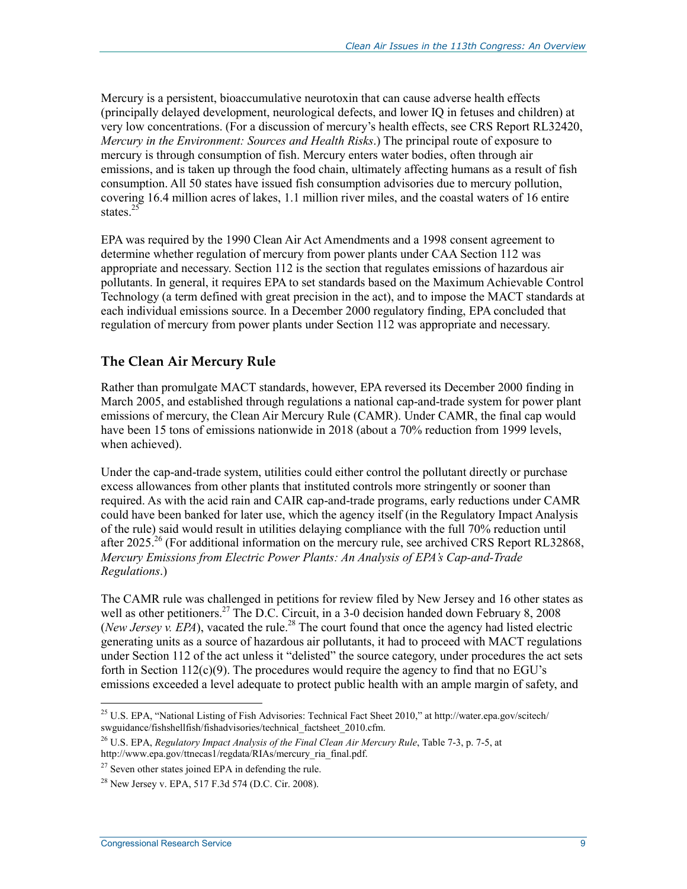Mercury is a persistent, bioaccumulative neurotoxin that can cause adverse health effects (principally delayed development, neurological defects, and lower IQ in fetuses and children) at very low concentrations. (For a discussion of mercury's health effects, see CRS Report RL32420, *Mercury in the Environment: Sources and Health Risks*.) The principal route of exposure to mercury is through consumption of fish. Mercury enters water bodies, often through air emissions, and is taken up through the food chain, ultimately affecting humans as a result of fish consumption. All 50 states have issued fish consumption advisories due to mercury pollution, covering 16.4 million acres of lakes, 1.1 million river miles, and the coastal waters of 16 entire states.[25]

EPA was required by the 1990 Clean Air Act Amendments and a 1998 consent agreement to determine whether regulation of mercury from power plants under CAA Section 112 was appropriate and necessary. Section 112 is the section that regulates emissions of hazardous air pollutants. In general, it requires EPA to set standards based on the Maximum Achievable Control Technology (a term defined with great precision in the act), and to impose the MACT standards at each individual emissions source. In a December 2000 regulatory finding, EPA concluded that regulation of mercury from power plants under Section 112 was appropriate and necessary.

### The Clean Air Mercury Rule

Rather than promulgate MACT standards, however, EPA reversed its December 2000 finding in March 2005, and established through regulations a national cap-and-trade system for power plant emissions of mercury, the Clean Air Mercury Rule (CAMR). Under CAMR, the final cap would have been 15 tons of emissions nationwide in 2018 (about a 70% reduction from 1999 levels, when achieved).

Under the cap-and-trade system, utilities could either control the pollutant directly or purchase excess allowances from other plants that instituted controls more stringently or sooner than required. As with the acid rain and CAIR cap-and-trade programs, early reductions under CAMR could have been banked for later use, which the agency itself (in the Regulatory Impact Analysis of the rule) said would result in utilities delaying compliance with the full 70% reduction until after 2025.[26] (For additional information on the mercury rule, see archived CRS Report RL32868, *Mercury Emissions from Electric Power Plants: An Analysis of EPA's Cap-and-Trade Regulations*.)

The CAMR rule was challenged in petitions for review filed by New Jersey and 16 other states as well as other petitioners.[27] The D.C. Circuit, in a 3-0 decision handed down February 8, 2008 (*New Jersey v. EPA*), vacated the rule.[28] The court found that once the agency had listed electric generating units as a source of hazardous air pollutants, it had to proceed with MACT regulations under Section 112 of the act unless it "delisted" the source category, under procedures the act sets forth in Section 112(c)(9). The procedures would require the agency to find that no EGU's emissions exceeded a level adequate to protect public health with an ample margin of safety, and

---

[25] U.S. EPA, "National Listing of Fish Advisories: Technical Fact Sheet 2010," at http://water.epa.gov/scitech/swguidance/fishshellfish/fishadvisories/technical_factsheet_2010.cfm.

[26] U.S. EPA, *Regulatory Impact Analysis of the Final Clean Air Mercury Rule*, Table 7-3, p. 7-5, at http://www.epa.gov/ttnecas1/regdata/RIAs/mercury_ria_final.pdf.

[27] Seven other states joined EPA in defending the rule.

[28] New Jersey v. EPA, 517 F.3d 574 (D.C. Cir. 2008).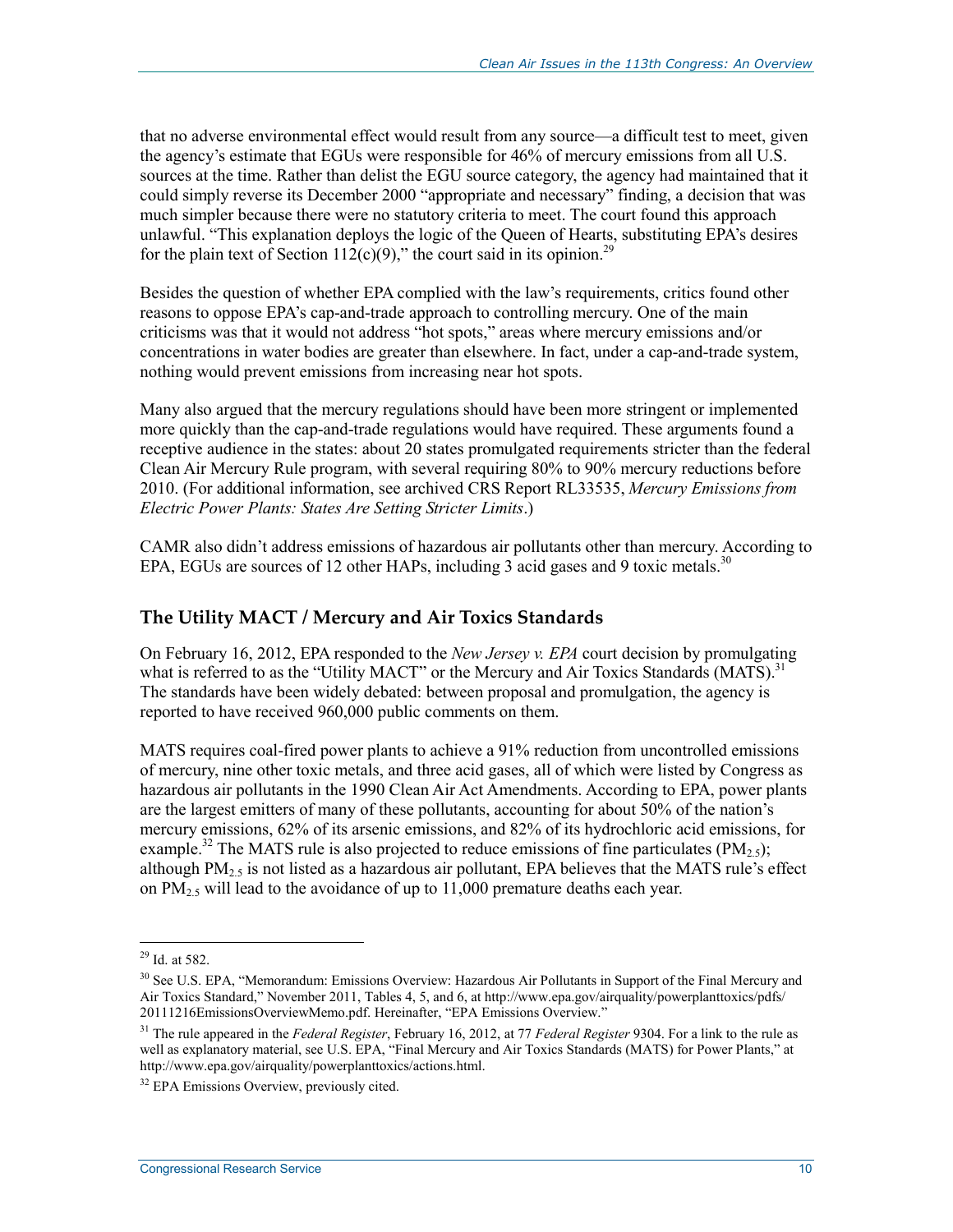that no adverse environmental effect would result from any source—a difficult test to meet, given the agency's estimate that EGUs were responsible for 46% of mercury emissions from all U.S. sources at the time. Rather than delist the EGU source category, the agency had maintained that it could simply reverse its December 2000 "appropriate and necessary" finding, a decision that was much simpler because there were no statutory criteria to meet. The court found this approach unlawful. "This explanation deploys the logic of the Queen of Hearts, substituting EPA's desires for the plain text of Section 112(c)(9)," the court said in its opinion.[29]

Besides the question of whether EPA complied with the law's requirements, critics found other reasons to oppose EPA's cap-and-trade approach to controlling mercury. One of the main criticisms was that it would not address "hot spots," areas where mercury emissions and/or concentrations in water bodies are greater than elsewhere. In fact, under a cap-and-trade system, nothing would prevent emissions from increasing near hot spots.

Many also argued that the mercury regulations should have been more stringent or implemented more quickly than the cap-and-trade regulations would have required. These arguments found a receptive audience in the states: about 20 states promulgated requirements stricter than the federal Clean Air Mercury Rule program, with several requiring 80% to 90% mercury reductions before 2010. (For additional information, see archived CRS Report RL33535, *Mercury Emissions from Electric Power Plants: States Are Setting Stricter Limits*.)

CAMR also didn't address emissions of hazardous air pollutants other than mercury. According to EPA, EGUs are sources of 12 other HAPs, including 3 acid gases and 9 toxic metals.[30]

## The Utility MACT / Mercury and Air Toxics Standards

On February 16, 2012, EPA responded to the *New Jersey v. EPA* court decision by promulgating what is referred to as the "Utility MACT" or the Mercury and Air Toxics Standards (MATS).[31] The standards have been widely debated: between proposal and promulgation, the agency is reported to have received 960,000 public comments on them.

MATS requires coal-fired power plants to achieve a 91% reduction from uncontrolled emissions of mercury, nine other toxic metals, and three acid gases, all of which were listed by Congress as hazardous air pollutants in the 1990 Clean Air Act Amendments. According to EPA, power plants are the largest emitters of many of these pollutants, accounting for about 50% of the nation's mercury emissions, 62% of its arsenic emissions, and 82% of its hydrochloric acid emissions, for example.[32] The MATS rule is also projected to reduce emissions of fine particulates ($PM_{2.5}$); although $PM_{2.5}$ is not listed as a hazardous air pollutant, EPA believes that the MATS rule's effect on $PM_{2.5}$ will lead to the avoidance of up to 11,000 premature deaths each year.

---

[29] Id. at 582.

[30] See U.S. EPA, "Memorandum: Emissions Overview: Hazardous Air Pollutants in Support of the Final Mercury and Air Toxics Standard," November 2011, Tables 4, 5, and 6, at http://www.epa.gov/airquality/powerplanttoxics/pdfs/20111216EmissionsOverviewMemo.pdf. Hereinafter, "EPA Emissions Overview."

[31] The rule appeared in the *Federal Register*, February 16, 2012, at 77 *Federal Register* 9304. For a link to the rule as well as explanatory material, see U.S. EPA, "Final Mercury and Air Toxics Standards (MATS) for Power Plants," at http://www.epa.gov/airquality/powerplanttoxics/actions.html.

[32] EPA Emissions Overview, previously cited.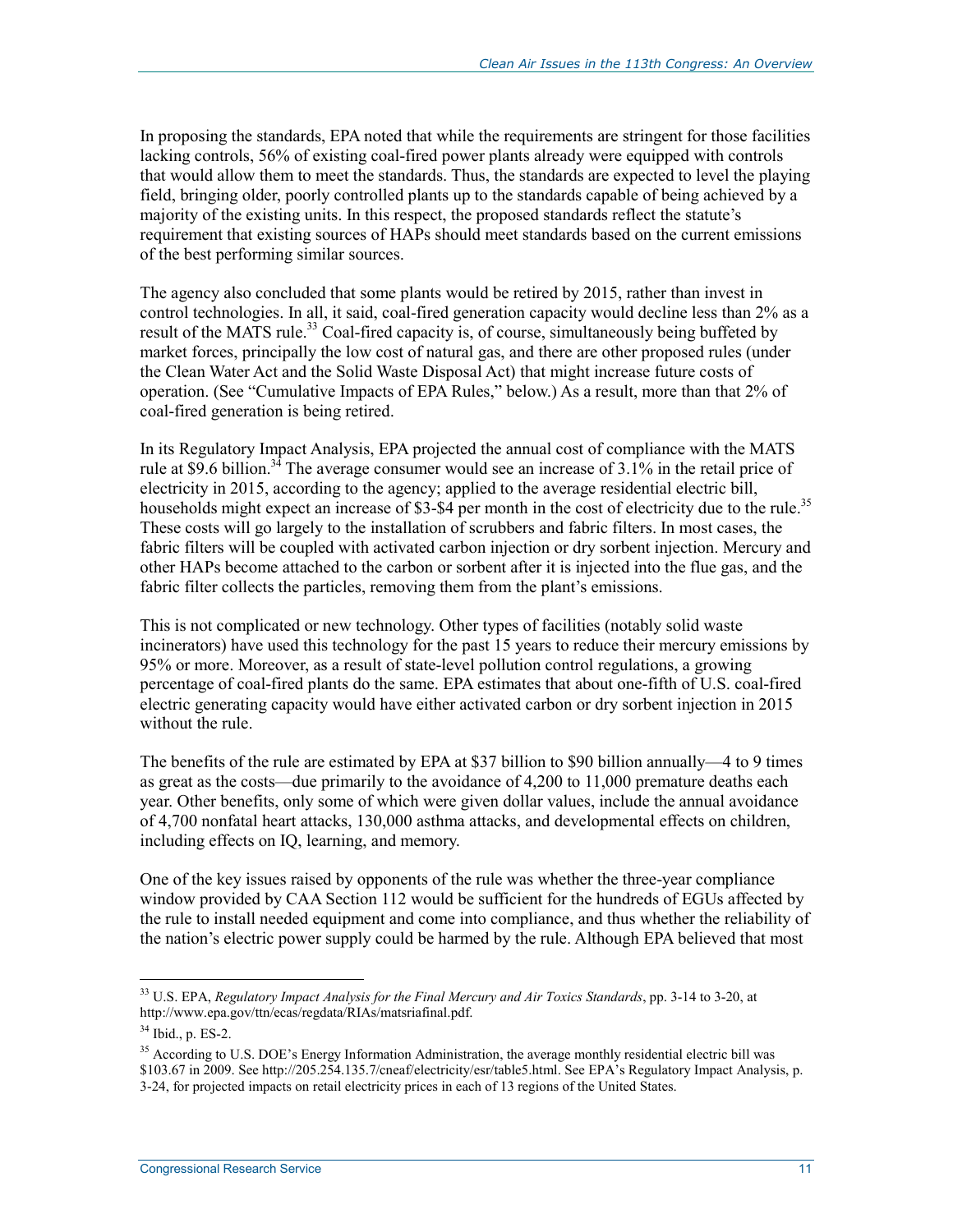In proposing the standards, EPA noted that while the requirements are stringent for those facilities lacking controls, 56% of existing coal-fired power plants already were equipped with controls that would allow them to meet the standards. Thus, the standards are expected to level the playing field, bringing older, poorly controlled plants up to the standards capable of being achieved by a majority of the existing units. In this respect, the proposed standards reflect the statute's requirement that existing sources of HAPs should meet standards based on the current emissions of the best performing similar sources.

The agency also concluded that some plants would be retired by 2015, rather than invest in control technologies. In all, it said, coal-fired generation capacity would decline less than 2% as a result of the MATS rule.[33] Coal-fired capacity is, of course, simultaneously being buffeted by market forces, principally the low cost of natural gas, and there are other proposed rules (under the Clean Water Act and the Solid Waste Disposal Act) that might increase future costs of operation. (See "Cumulative Impacts of EPA Rules," below.) As a result, more than that 2% of coal-fired generation is being retired.

In its Regulatory Impact Analysis, EPA projected the annual cost of compliance with the MATS rule at $9.6 billion.[34] The average consumer would see an increase of 3.1% in the retail price of electricity in 2015, according to the agency; applied to the average residential electric bill, households might expect an increase of $3-$4 per month in the cost of electricity due to the rule.[35] These costs will go largely to the installation of scrubbers and fabric filters. In most cases, the fabric filters will be coupled with activated carbon injection or dry sorbent injection. Mercury and other HAPs become attached to the carbon or sorbent after it is injected into the flue gas, and the fabric filter collects the particles, removing them from the plant's emissions.

This is not complicated or new technology. Other types of facilities (notably solid waste incinerators) have used this technology for the past 15 years to reduce their mercury emissions by 95% or more. Moreover, as a result of state-level pollution control regulations, a growing percentage of coal-fired plants do the same. EPA estimates that about one-fifth of U.S. coal-fired electric generating capacity would have either activated carbon or dry sorbent injection in 2015 without the rule.

The benefits of the rule are estimated by EPA at $37 billion to $90 billion annually—4 to 9 times as great as the costs—due primarily to the avoidance of 4,200 to 11,000 premature deaths each year. Other benefits, only some of which were given dollar values, include the annual avoidance of 4,700 nonfatal heart attacks, 130,000 asthma attacks, and developmental effects on children, including effects on IQ, learning, and memory.

One of the key issues raised by opponents of the rule was whether the three-year compliance window provided by CAA Section 112 would be sufficient for the hundreds of EGUs affected by the rule to install needed equipment and come into compliance, and thus whether the reliability of the nation's electric power supply could be harmed by the rule. Although EPA believed that most

---

[33] U.S. EPA, *Regulatory Impact Analysis for the Final Mercury and Air Toxics Standards*, pp. 3-14 to 3-20, at http://www.epa.gov/ttn/ecas/regdata/RIAs/matsriafinal.pdf.

[34] Ibid., p. ES-2.

[35] According to U.S. DOE's Energy Information Administration, the average monthly residential electric bill was $103.67 in 2009. See http://205.254.135.7/cneaf/electricity/esr/table5.html. See EPA's Regulatory Impact Analysis, p. 3-24, for projected impacts on retail electricity prices in each of 13 regions of the United States.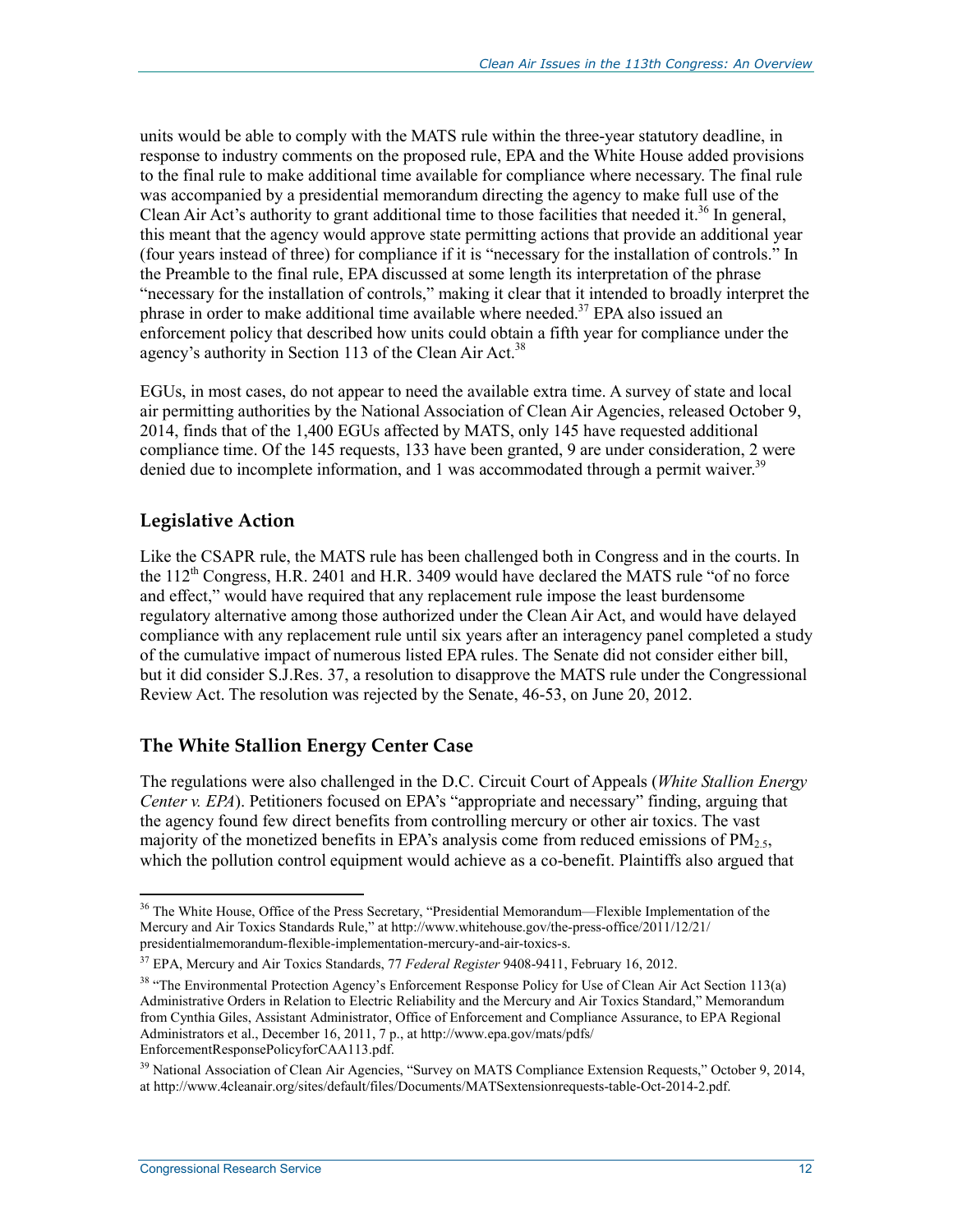units would be able to comply with the MATS rule within the three-year statutory deadline, in response to industry comments on the proposed rule, EPA and the White House added provisions to the final rule to make additional time available for compliance where necessary. The final rule was accompanied by a presidential memorandum directing the agency to make full use of the Clean Air Act's authority to grant additional time to those facilities that needed it.[36] In general, this meant that the agency would approve state permitting actions that provide an additional year (four years instead of three) for compliance if it is "necessary for the installation of controls." In the Preamble to the final rule, EPA discussed at some length its interpretation of the phrase "necessary for the installation of controls," making it clear that it intended to broadly interpret the phrase in order to make additional time available where needed.[37] EPA also issued an enforcement policy that described how units could obtain a fifth year for compliance under the agency's authority in Section 113 of the Clean Air Act.[38]

EGUs, in most cases, do not appear to need the available extra time. A survey of state and local air permitting authorities by the National Association of Clean Air Agencies, released October 9, 2014, finds that of the 1,400 EGUs affected by MATS, only 145 have requested additional compliance time. Of the 145 requests, 133 have been granted, 9 are under consideration, 2 were denied due to incomplete information, and 1 was accommodated through a permit waiver.[39]

### Legislative Action

Like the CSAPR rule, the MATS rule has been challenged both in Congress and in the courts. In the 112th Congress, H.R. 2401 and H.R. 3409 would have declared the MATS rule "of no force and effect," would have required that any replacement rule impose the least burdensome regulatory alternative among those authorized under the Clean Air Act, and would have delayed compliance with any replacement rule until six years after an interagency panel completed a study of the cumulative impact of numerous listed EPA rules. The Senate did not consider either bill, but it did consider S.J.Res. 37, a resolution to disapprove the MATS rule under the Congressional Review Act. The resolution was rejected by the Senate, 46-53, on June 20, 2012.

### The White Stallion Energy Center Case

The regulations were also challenged in the D.C. Circuit Court of Appeals (*White Stallion Energy Center v. EPA*). Petitioners focused on EPA's "appropriate and necessary" finding, arguing that the agency found few direct benefits from controlling mercury or other air toxics. The vast majority of the monetized benefits in EPA's analysis come from reduced emissions of $PM_{2.5}$, which the pollution control equipment would achieve as a co-benefit. Plaintiffs also argued that

---

[36] The White House, Office of the Press Secretary, "Presidential Memorandum—Flexible Implementation of the Mercury and Air Toxics Standards Rule," at http://www.whitehouse.gov/the-press-office/2011/12/21/presidentialmemorandum-flexible-implementation-mercury-and-air-toxics-s.

[37] EPA, Mercury and Air Toxics Standards, 77 *Federal Register* 9408-9411, February 16, 2012.

[38] "The Environmental Protection Agency's Enforcement Response Policy for Use of Clean Air Act Section 113(a) Administrative Orders in Relation to Electric Reliability and the Mercury and Air Toxics Standard," Memorandum from Cynthia Giles, Assistant Administrator, Office of Enforcement and Compliance Assurance, to EPA Regional Administrators et al., December 16, 2011, 7 p., at http://www.epa.gov/mats/pdfs/EnforcementResponsePolicyforCAA113.pdf.

[39] National Association of Clean Air Agencies, "Survey on MATS Compliance Extension Requests," October 9, 2014, at http://www.4cleanair.org/sites/default/files/Documents/MATSextensionrequests-table-Oct-2014-2.pdf.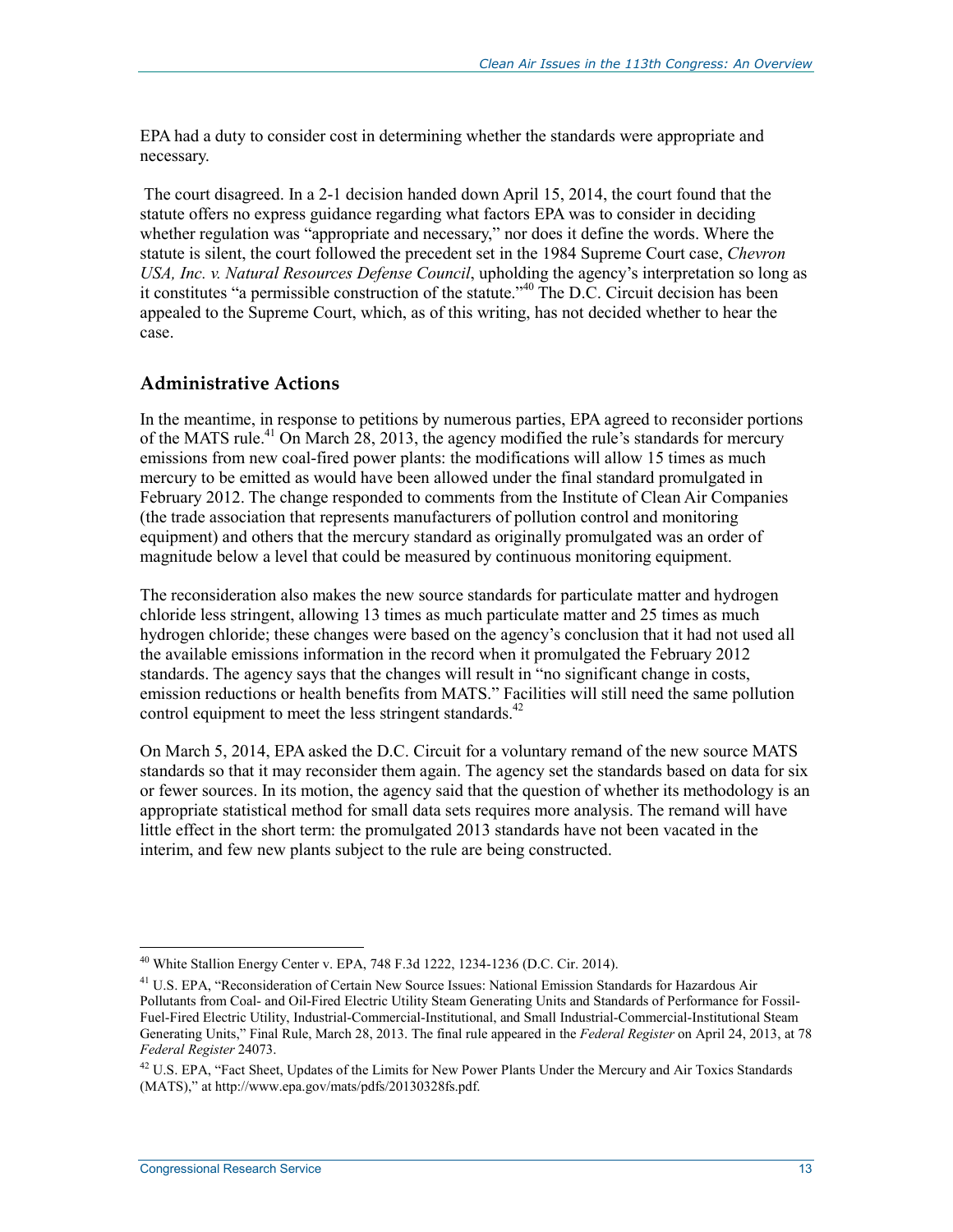EPA had a duty to consider cost in determining whether the standards were appropriate and necessary.

The court disagreed. In a 2-1 decision handed down April 15, 2014, the court found that the statute offers no express guidance regarding what factors EPA was to consider in deciding whether regulation was "appropriate and necessary," nor does it define the words. Where the statute is silent, the court followed the precedent set in the 1984 Supreme Court case, *Chevron USA, Inc. v. Natural Resources Defense Council*, upholding the agency's interpretation so long as it constitutes "a permissible construction of the statute."[40] The D.C. Circuit decision has been appealed to the Supreme Court, which, as of this writing, has not decided whether to hear the case.

## Administrative Actions

In the meantime, in response to petitions by numerous parties, EPA agreed to reconsider portions of the MATS rule.[41] On March 28, 2013, the agency modified the rule's standards for mercury emissions from new coal-fired power plants: the modifications will allow 15 times as much mercury to be emitted as would have been allowed under the final standard promulgated in February 2012. The change responded to comments from the Institute of Clean Air Companies (the trade association that represents manufacturers of pollution control and monitoring equipment) and others that the mercury standard as originally promulgated was an order of magnitude below a level that could be measured by continuous monitoring equipment.

The reconsideration also makes the new source standards for particulate matter and hydrogen chloride less stringent, allowing 13 times as much particulate matter and 25 times as much hydrogen chloride; these changes were based on the agency's conclusion that it had not used all the available emissions information in the record when it promulgated the February 2012 standards. The agency says that the changes will result in "no significant change in costs, emission reductions or health benefits from MATS." Facilities will still need the same pollution control equipment to meet the less stringent standards.[42]

On March 5, 2014, EPA asked the D.C. Circuit for a voluntary remand of the new source MATS standards so that it may reconsider them again. The agency set the standards based on data for six or fewer sources. In its motion, the agency said that the question of whether its methodology is an appropriate statistical method for small data sets requires more analysis. The remand will have little effect in the short term: the promulgated 2013 standards have not been vacated in the interim, and few new plants subject to the rule are being constructed.

---

[40] White Stallion Energy Center v. EPA, 748 F.3d 1222, 1234-1236 (D.C. Cir. 2014).

[41] U.S. EPA, "Reconsideration of Certain New Source Issues: National Emission Standards for Hazardous Air Pollutants from Coal- and Oil-Fired Electric Utility Steam Generating Units and Standards of Performance for Fossil-Fuel-Fired Electric Utility, Industrial-Commercial-Institutional, and Small Industrial-Commercial-Institutional Steam Generating Units," Final Rule, March 28, 2013. The final rule appeared in the *Federal Register* on April 24, 2013, at 78 *Federal Register* 24073.

[42] U.S. EPA, "Fact Sheet, Updates of the Limits for New Power Plants Under the Mercury and Air Toxics Standards (MATS)," at http://www.epa.gov/mats/pdfs/20130328fs.pdf.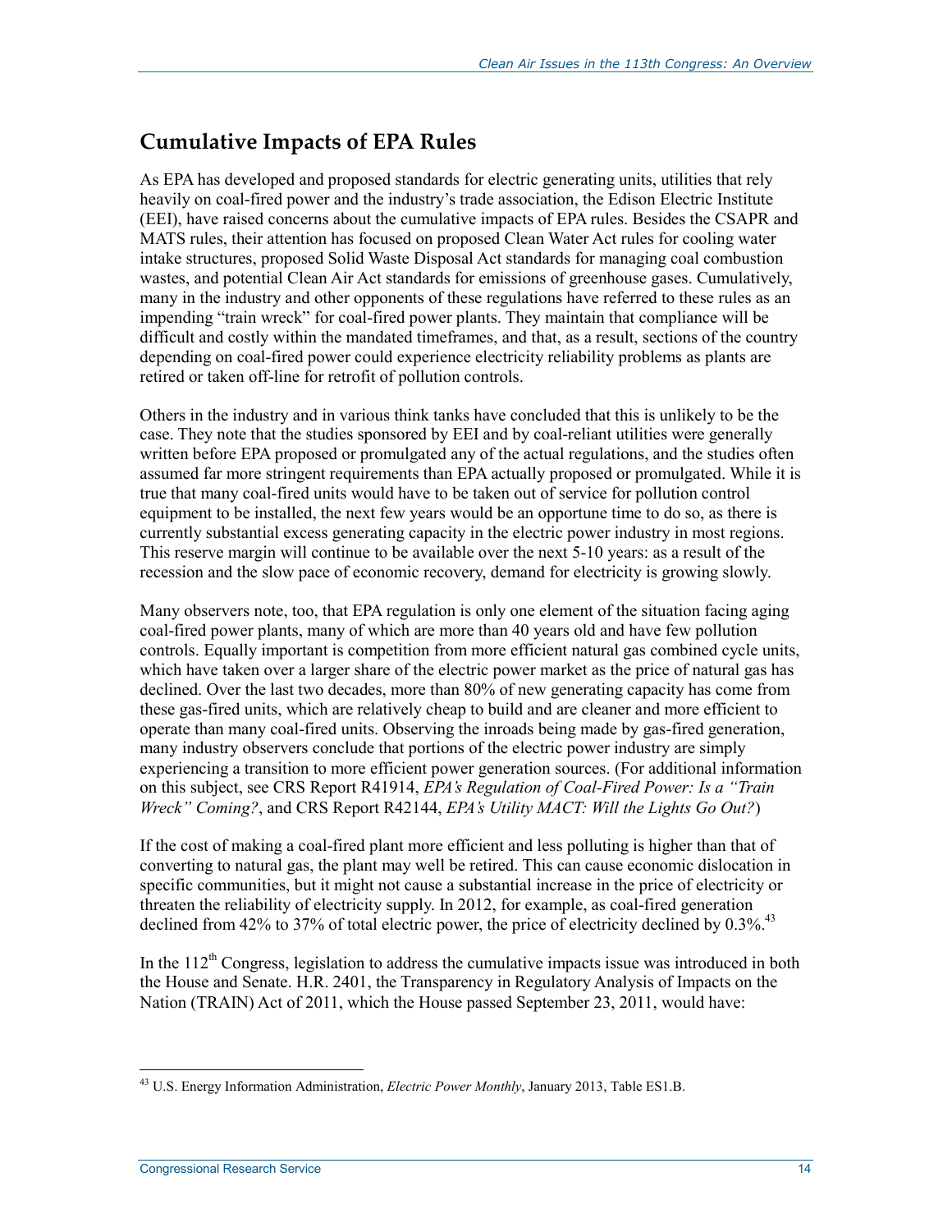## Cumulative Impacts of EPA Rules

As EPA has developed and proposed standards for electric generating units, utilities that rely heavily on coal-fired power and the industry's trade association, the Edison Electric Institute (EEI), have raised concerns about the cumulative impacts of EPA rules. Besides the CSAPR and MATS rules, their attention has focused on proposed Clean Water Act rules for cooling water intake structures, proposed Solid Waste Disposal Act standards for managing coal combustion wastes, and potential Clean Air Act standards for emissions of greenhouse gases. Cumulatively, many in the industry and other opponents of these regulations have referred to these rules as an impending "train wreck" for coal-fired power plants. They maintain that compliance will be difficult and costly within the mandated timeframes, and that, as a result, sections of the country depending on coal-fired power could experience electricity reliability problems as plants are retired or taken off-line for retrofit of pollution controls.

Others in the industry and in various think tanks have concluded that this is unlikely to be the case. They note that the studies sponsored by EEI and by coal-reliant utilities were generally written before EPA proposed or promulgated any of the actual regulations, and the studies often assumed far more stringent requirements than EPA actually proposed or promulgated. While it is true that many coal-fired units would have to be taken out of service for pollution control equipment to be installed, the next few years would be an opportune time to do so, as there is currently substantial excess generating capacity in the electric power industry in most regions. This reserve margin will continue to be available over the next 5-10 years: as a result of the recession and the slow pace of economic recovery, demand for electricity is growing slowly.

Many observers note, too, that EPA regulation is only one element of the situation facing aging coal-fired power plants, many of which are more than 40 years old and have few pollution controls. Equally important is competition from more efficient natural gas combined cycle units, which have taken over a larger share of the electric power market as the price of natural gas has declined. Over the last two decades, more than 80% of new generating capacity has come from these gas-fired units, which are relatively cheap to build and are cleaner and more efficient to operate than many coal-fired units. Observing the inroads being made by gas-fired generation, many industry observers conclude that portions of the electric power industry are simply experiencing a transition to more efficient power generation sources. (For additional information on this subject, see CRS Report R41914, *EPA's Regulation of Coal-Fired Power: Is a "Train Wreck" Coming?*, and CRS Report R42144, *EPA's Utility MACT: Will the Lights Go Out?*)

If the cost of making a coal-fired plant more efficient and less polluting is higher than that of converting to natural gas, the plant may well be retired. This can cause economic dislocation in specific communities, but it might not cause a substantial increase in the price of electricity or threaten the reliability of electricity supply. In 2012, for example, as coal-fired generation declined from 42% to 37% of total electric power, the price of electricity declined by 0.3%.[43]

In the 112th Congress, legislation to address the cumulative impacts issue was introduced in both the House and Senate. H.R. 2401, the Transparency in Regulatory Analysis of Impacts on the Nation (TRAIN) Act of 2011, which the House passed September 23, 2011, would have:

---

[43] U.S. Energy Information Administration, *Electric Power Monthly*, January 2013, Table ES1.B.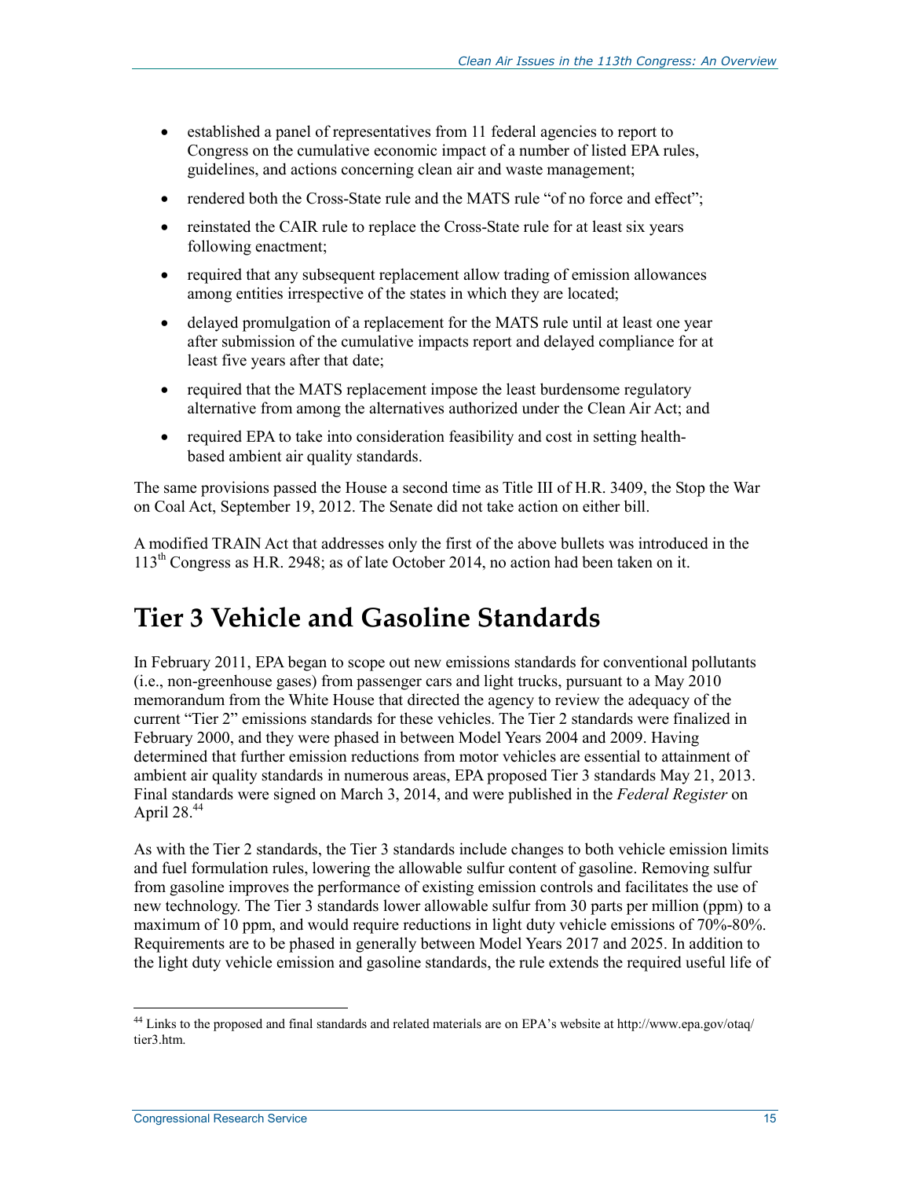- established a panel of representatives from 11 federal agencies to report to Congress on the cumulative economic impact of a number of listed EPA rules, guidelines, and actions concerning clean air and waste management;
- rendered both the Cross-State rule and the MATS rule "of no force and effect";
- reinstated the CAIR rule to replace the Cross-State rule for at least six years following enactment;
- required that any subsequent replacement allow trading of emission allowances among entities irrespective of the states in which they are located;
- delayed promulgation of a replacement for the MATS rule until at least one year after submission of the cumulative impacts report and delayed compliance for at least five years after that date;
- required that the MATS replacement impose the least burdensome regulatory alternative from among the alternatives authorized under the Clean Air Act; and
- required EPA to take into consideration feasibility and cost in setting health-based ambient air quality standards.

The same provisions passed the House a second time as Title III of H.R. 3409, the Stop the War on Coal Act, September 19, 2012. The Senate did not take action on either bill.

A modified TRAIN Act that addresses only the first of the above bullets was introduced in the 113th Congress as H.R. 2948; as of late October 2014, no action had been taken on it.

# Tier 3 Vehicle and Gasoline Standards

In February 2011, EPA began to scope out new emissions standards for conventional pollutants (i.e., non-greenhouse gases) from passenger cars and light trucks, pursuant to a May 2010 memorandum from the White House that directed the agency to review the adequacy of the current "Tier 2" emissions standards for these vehicles. The Tier 2 standards were finalized in February 2000, and they were phased in between Model Years 2004 and 2009. Having determined that further emission reductions from motor vehicles are essential to attainment of ambient air quality standards in numerous areas, EPA proposed Tier 3 standards May 21, 2013. Final standards were signed on March 3, 2014, and were published in the *Federal Register* on April 28.[44]

As with the Tier 2 standards, the Tier 3 standards include changes to both vehicle emission limits and fuel formulation rules, lowering the allowable sulfur content of gasoline. Removing sulfur from gasoline improves the performance of existing emission controls and facilitates the use of new technology. The Tier 3 standards lower allowable sulfur from 30 parts per million (ppm) to a maximum of 10 ppm, and would require reductions in light duty vehicle emissions of 70%-80%. Requirements are to be phased in generally between Model Years 2017 and 2025. In addition to the light duty vehicle emission and gasoline standards, the rule extends the required useful life of

[44] Links to the proposed and final standards and related materials are on EPA's website at http://www.epa.gov/otaq/tier3.htm.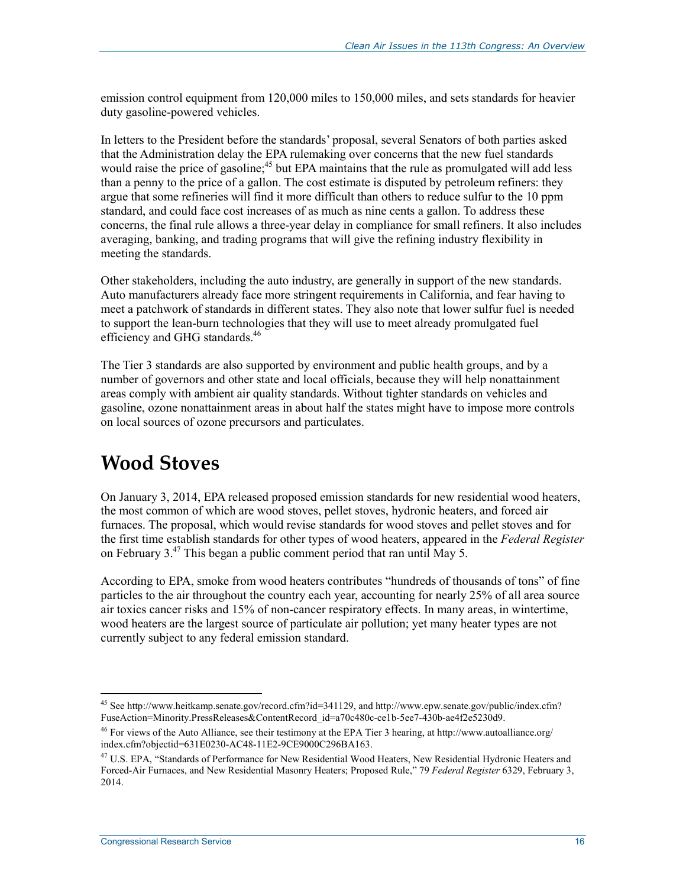emission control equipment from 120,000 miles to 150,000 miles, and sets standards for heavier duty gasoline-powered vehicles.

In letters to the President before the standards' proposal, several Senators of both parties asked that the Administration delay the EPA rulemaking over concerns that the new fuel standards would raise the price of gasoline;[45] but EPA maintains that the rule as promulgated will add less than a penny to the price of a gallon. The cost estimate is disputed by petroleum refiners: they argue that some refineries will find it more difficult than others to reduce sulfur to the 10 ppm standard, and could face cost increases of as much as nine cents a gallon. To address these concerns, the final rule allows a three-year delay in compliance for small refiners. It also includes averaging, banking, and trading programs that will give the refining industry flexibility in meeting the standards.

Other stakeholders, including the auto industry, are generally in support of the new standards. Auto manufacturers already face more stringent requirements in California, and fear having to meet a patchwork of standards in different states. They also note that lower sulfur fuel is needed to support the lean-burn technologies that they will use to meet already promulgated fuel efficiency and GHG standards.[46]

The Tier 3 standards are also supported by environment and public health groups, and by a number of governors and other state and local officials, because they will help nonattainment areas comply with ambient air quality standards. Without tighter standards on vehicles and gasoline, ozone nonattainment areas in about half the states might have to impose more controls on local sources of ozone precursors and particulates.

# Wood Stoves

On January 3, 2014, EPA released proposed emission standards for new residential wood heaters, the most common of which are wood stoves, pellet stoves, hydronic heaters, and forced air furnaces. The proposal, which would revise standards for wood stoves and pellet stoves and for the first time establish standards for other types of wood heaters, appeared in the *Federal Register* on February 3.[47] This began a public comment period that ran until May 5.

According to EPA, smoke from wood heaters contributes "hundreds of thousands of tons" of fine particles to the air throughout the country each year, accounting for nearly 25% of all area source air toxics cancer risks and 15% of non-cancer respiratory effects. In many areas, in wintertime, wood heaters are the largest source of particulate air pollution; yet many heater types are not currently subject to any federal emission standard.

---

[45] See http://www.heitkamp.senate.gov/record.cfm?id=341129, and http://www.epw.senate.gov/public/index.cfm?FuseAction=Minority.PressReleases&ContentRecord_id=a70c480c-ce1b-5ee7-430b-ae4f2e5230d9.

[46] For views of the Auto Alliance, see their testimony at the EPA Tier 3 hearing, at http://www.autoalliance.org/index.cfm?objectid=631E0230-AC48-11E2-9CE9000C296BA163.

[47] U.S. EPA, "Standards of Performance for New Residential Wood Heaters, New Residential Hydronic Heaters and Forced-Air Furnaces, and New Residential Masonry Heaters; Proposed Rule," 79 *Federal Register* 6329, February 3, 2014.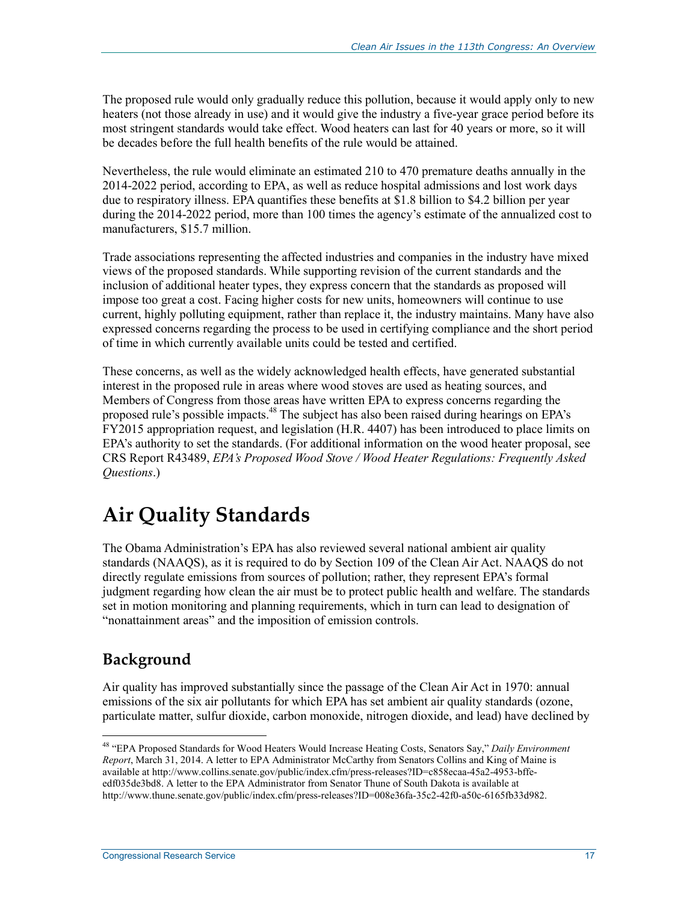The proposed rule would only gradually reduce this pollution, because it would apply only to new heaters (not those already in use) and it would give the industry a five-year grace period before its most stringent standards would take effect. Wood heaters can last for 40 years or more, so it will be decades before the full health benefits of the rule would be attained.

Nevertheless, the rule would eliminate an estimated 210 to 470 premature deaths annually in the 2014-2022 period, according to EPA, as well as reduce hospital admissions and lost work days due to respiratory illness. EPA quantifies these benefits at $1.8 billion to $4.2 billion per year during the 2014-2022 period, more than 100 times the agency's estimate of the annualized cost to manufacturers, $15.7 million.

Trade associations representing the affected industries and companies in the industry have mixed views of the proposed standards. While supporting revision of the current standards and the inclusion of additional heater types, they express concern that the standards as proposed will impose too great a cost. Facing higher costs for new units, homeowners will continue to use current, highly polluting equipment, rather than replace it, the industry maintains. Many have also expressed concerns regarding the process to be used in certifying compliance and the short period of time in which currently available units could be tested and certified.

These concerns, as well as the widely acknowledged health effects, have generated substantial interest in the proposed rule in areas where wood stoves are used as heating sources, and Members of Congress from those areas have written EPA to express concerns regarding the proposed rule's possible impacts.[48] The subject has also been raised during hearings on EPA's FY2015 appropriation request, and legislation (H.R. 4407) has been introduced to place limits on EPA's authority to set the standards. (For additional information on the wood heater proposal, see CRS Report R43489, *EPA's Proposed Wood Stove / Wood Heater Regulations: Frequently Asked Questions*.)

# Air Quality Standards

The Obama Administration's EPA has also reviewed several national ambient air quality standards (NAAQS), as it is required to do by Section 109 of the Clean Air Act. NAAQS do not directly regulate emissions from sources of pollution; rather, they represent EPA's formal judgment regarding how clean the air must be to protect public health and welfare. The standards set in motion monitoring and planning requirements, which in turn can lead to designation of "nonattainment areas" and the imposition of emission controls.

## Background

Air quality has improved substantially since the passage of the Clean Air Act in 1970: annual emissions of the six air pollutants for which EPA has set ambient air quality standards (ozone, particulate matter, sulfur dioxide, carbon monoxide, nitrogen dioxide, and lead) have declined by

---

[48] "EPA Proposed Standards for Wood Heaters Would Increase Heating Costs, Senators Say," *Daily Environment Report*, March 31, 2014. A letter to EPA Administrator McCarthy from Senators Collins and King of Maine is available at http://www.collins.senate.gov/public/index.cfm/press-releases?ID=c858ecaa-45a2-4953-bffe-edf035de3bd8. A letter to the EPA Administrator from Senator Thune of South Dakota is available at http://www.thune.senate.gov/public/index.cfm/press-releases?ID=008e36fa-35c2-42f0-a50c-6165fb33d982.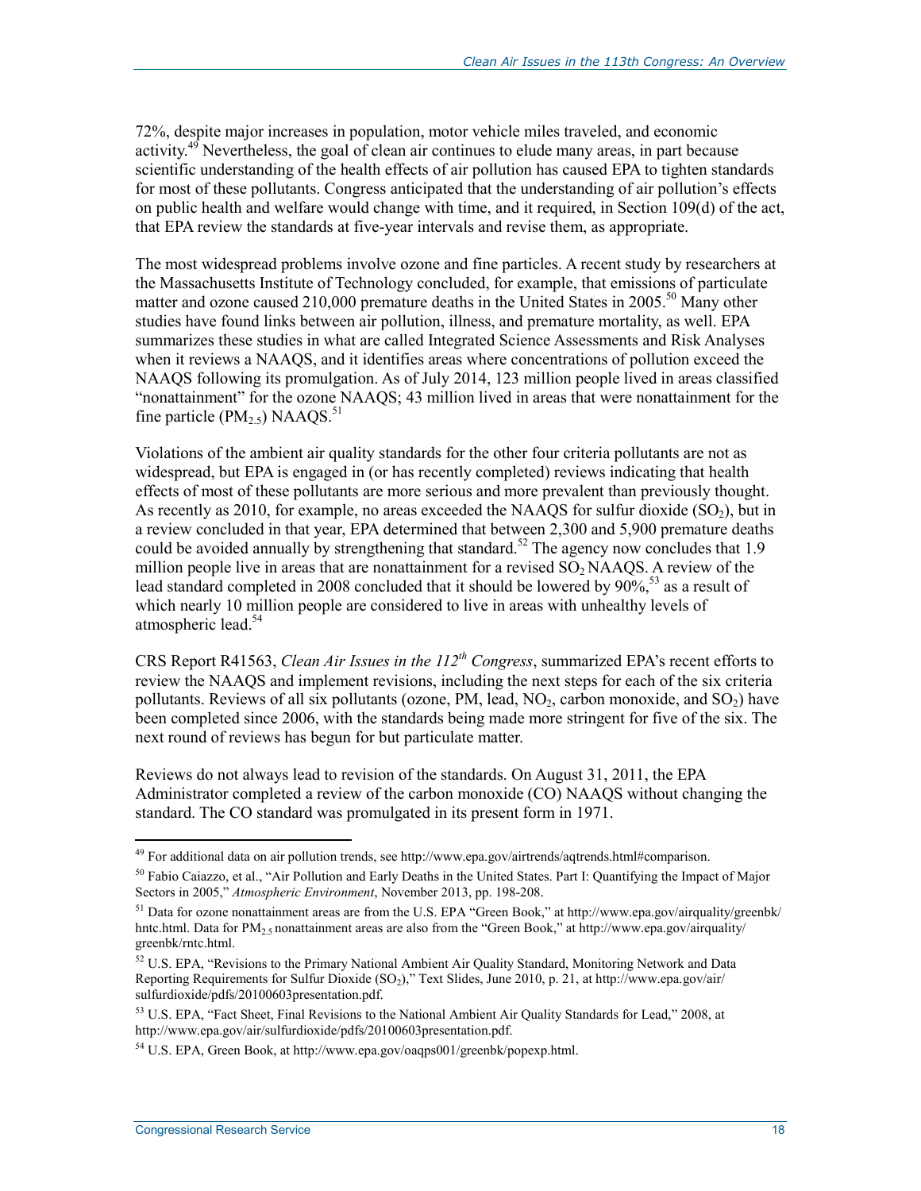72%, despite major increases in population, motor vehicle miles traveled, and economic activity.[49] Nevertheless, the goal of clean air continues to elude many areas, in part because scientific understanding of the health effects of air pollution has caused EPA to tighten standards for most of these pollutants. Congress anticipated that the understanding of air pollution's effects on public health and welfare would change with time, and it required, in Section 109(d) of the act, that EPA review the standards at five-year intervals and revise them, as appropriate.

The most widespread problems involve ozone and fine particles. A recent study by researchers at the Massachusetts Institute of Technology concluded, for example, that emissions of particulate matter and ozone caused 210,000 premature deaths in the United States in 2005.[50] Many other studies have found links between air pollution, illness, and premature mortality, as well. EPA summarizes these studies in what are called Integrated Science Assessments and Risk Analyses when it reviews a NAAQS, and it identifies areas where concentrations of pollution exceed the NAAQS following its promulgation. As of July 2014, 123 million people lived in areas classified "nonattainment" for the ozone NAAQS; 43 million lived in areas that were nonattainment for the fine particle ($PM_{2.5}$) NAAQS.[51]

Violations of the ambient air quality standards for the other four criteria pollutants are not as widespread, but EPA is engaged in (or has recently completed) reviews indicating that health effects of most of these pollutants are more serious and more prevalent than previously thought. As recently as 2010, for example, no areas exceeded the NAAQS for sulfur dioxide ($SO_2$), but in a review concluded in that year, EPA determined that between 2,300 and 5,900 premature deaths could be avoided annually by strengthening that standard.[52] The agency now concludes that 1.9 million people live in areas that are nonattainment for a revised $SO_2$ NAAQS. A review of the lead standard completed in 2008 concluded that it should be lowered by 90%,[53] as a result of which nearly 10 million people are considered to live in areas with unhealthy levels of atmospheric lead.[54]

CRS Report R41563, *Clean Air Issues in the 112th Congress*, summarized EPA's recent efforts to review the NAAQS and implement revisions, including the next steps for each of the six criteria pollutants. Reviews of all six pollutants (ozone, PM, lead, $NO_2$, carbon monoxide, and $SO_2$) have been completed since 2006, with the standards being made more stringent for five of the six. The next round of reviews has begun for but particulate matter.

Reviews do not always lead to revision of the standards. On August 31, 2011, the EPA Administrator completed a review of the carbon monoxide (CO) NAAQS without changing the standard. The CO standard was promulgated in its present form in 1971.

---

[49] For additional data on air pollution trends, see http://www.epa.gov/airtrends/aqtrends.html#comparison.

[50] Fabio Caiazzo, et al., "Air Pollution and Early Deaths in the United States. Part I: Quantifying the Impact of Major Sectors in 2005," *Atmospheric Environment*, November 2013, pp. 198-208.

[51] Data for ozone nonattainment areas are from the U.S. EPA "Green Book," at http://www.epa.gov/airquality/greenbk/hntc.html. Data for $PM_{2.5}$ nonattainment areas are also from the "Green Book," at http://www.epa.gov/airquality/greenbk/rntc.html.

[52] U.S. EPA, "Revisions to the Primary National Ambient Air Quality Standard, Monitoring Network and Data Reporting Requirements for Sulfur Dioxide ($SO_2$)," Text Slides, June 2010, p. 21, at http://www.epa.gov/air/sulfurdioxide/pdfs/20100603presentation.pdf.

[53] U.S. EPA, "Fact Sheet, Final Revisions to the National Ambient Air Quality Standards for Lead," 2008, at http://www.epa.gov/air/sulfurdioxide/pdfs/20100603presentation.pdf.

[54] U.S. EPA, Green Book, at http://www.epa.gov/oaqps001/greenbk/popexp.html.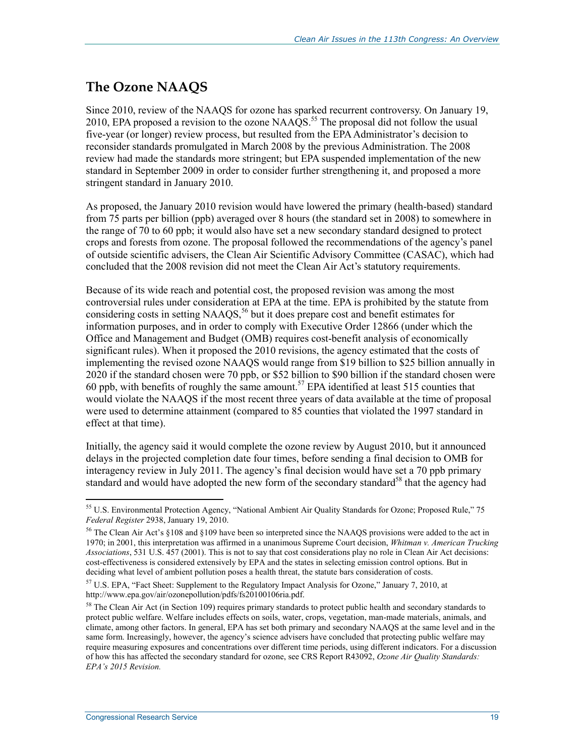## The Ozone NAAQS

Since 2010, review of the NAAQS for ozone has sparked recurrent controversy. On January 19, 2010, EPA proposed a revision to the ozone NAAQS.[55] The proposal did not follow the usual five-year (or longer) review process, but resulted from the EPA Administrator's decision to reconsider standards promulgated in March 2008 by the previous Administration. The 2008 review had made the standards more stringent; but EPA suspended implementation of the new standard in September 2009 in order to consider further strengthening it, and proposed a more stringent standard in January 2010.

As proposed, the January 2010 revision would have lowered the primary (health-based) standard from 75 parts per billion (ppb) averaged over 8 hours (the standard set in 2008) to somewhere in the range of 70 to 60 ppb; it would also have set a new secondary standard designed to protect crops and forests from ozone. The proposal followed the recommendations of the agency's panel of outside scientific advisers, the Clean Air Scientific Advisory Committee (CASAC), which had concluded that the 2008 revision did not meet the Clean Air Act's statutory requirements.

Because of its wide reach and potential cost, the proposed revision was among the most controversial rules under consideration at EPA at the time. EPA is prohibited by the statute from considering costs in setting NAAQS,[56] but it does prepare cost and benefit estimates for information purposes, and in order to comply with Executive Order 12866 (under which the Office and Management and Budget (OMB) requires cost-benefit analysis of economically significant rules). When it proposed the 2010 revisions, the agency estimated that the costs of implementing the revised ozone NAAQS would range from $19 billion to $25 billion annually in 2020 if the standard chosen were 70 ppb, or $52 billion to $90 billion if the standard chosen were 60 ppb, with benefits of roughly the same amount.[57] EPA identified at least 515 counties that would violate the NAAQS if the most recent three years of data available at the time of proposal were used to determine attainment (compared to 85 counties that violated the 1997 standard in effect at that time).

Initially, the agency said it would complete the ozone review by August 2010, but it announced delays in the projected completion date four times, before sending a final decision to OMB for interagency review in July 2011. The agency's final decision would have set a 70 ppb primary standard and would have adopted the new form of the secondary standard[58] that the agency had

---

[55] U.S. Environmental Protection Agency, "National Ambient Air Quality Standards for Ozone; Proposed Rule," 75 *Federal Register* 2938, January 19, 2010.

[56] The Clean Air Act's §108 and §109 have been so interpreted since the NAAQS provisions were added to the act in 1970; in 2001, this interpretation was affirmed in a unanimous Supreme Court decision, *Whitman v. American Trucking Associations*, 531 U.S. 457 (2001). This is not to say that cost considerations play no role in Clean Air Act decisions: cost-effectiveness is considered extensively by EPA and the states in selecting emission control options. But in deciding what level of ambient pollution poses a health threat, the statute bars consideration of costs.

[57] U.S. EPA, "Fact Sheet: Supplement to the Regulatory Impact Analysis for Ozone," January 7, 2010, at http://www.epa.gov/air/ozonepollution/pdfs/fs20100106ria.pdf.

[58] The Clean Air Act (in Section 109) requires primary standards to protect public health and secondary standards to protect public welfare. Welfare includes effects on soils, water, crops, vegetation, man-made materials, animals, and climate, among other factors. In general, EPA has set both primary and secondary NAAQS at the same level and in the same form. Increasingly, however, the agency's science advisers have concluded that protecting public welfare may require measuring exposures and concentrations over different time periods, using different indicators. For a discussion of how this has affected the secondary standard for ozone, see CRS Report R43092, *Ozone Air Quality Standards: EPA's 2015 Revision.*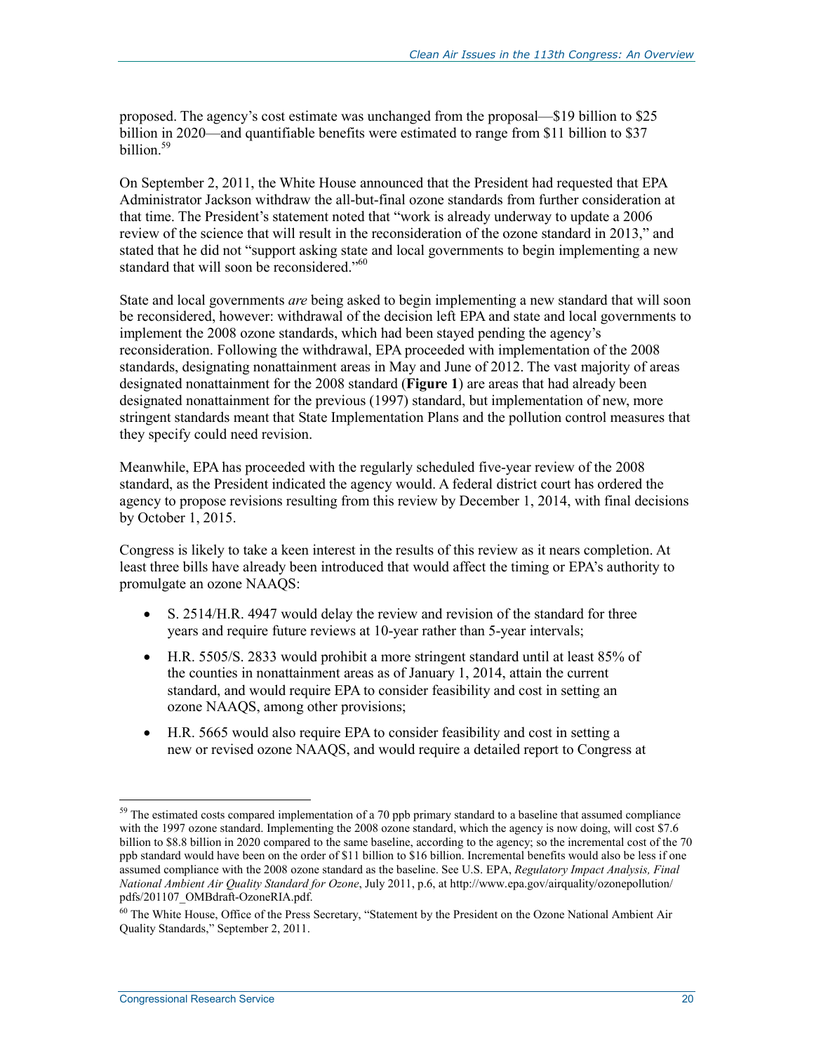proposed. The agency's cost estimate was unchanged from the proposal—$19 billion to $25 billion in 2020—and quantifiable benefits were estimated to range from $11 billion to $37 billion.[59]

On September 2, 2011, the White House announced that the President had requested that EPA Administrator Jackson withdraw the all-but-final ozone standards from further consideration at that time. The President's statement noted that "work is already underway to update a 2006 review of the science that will result in the reconsideration of the ozone standard in 2013," and stated that he did not "support asking state and local governments to begin implementing a new standard that will soon be reconsidered."[60]

State and local governments *are* being asked to begin implementing a new standard that will soon be reconsidered, however: withdrawal of the decision left EPA and state and local governments to implement the 2008 ozone standards, which had been stayed pending the agency's reconsideration. Following the withdrawal, EPA proceeded with implementation of the 2008 standards, designating nonattainment areas in May and June of 2012. The vast majority of areas designated nonattainment for the 2008 standard (**Figure 1**) are areas that had already been designated nonattainment for the previous (1997) standard, but implementation of new, more stringent standards meant that State Implementation Plans and the pollution control measures that they specify could need revision.

Meanwhile, EPA has proceeded with the regularly scheduled five-year review of the 2008 standard, as the President indicated the agency would. A federal district court has ordered the agency to propose revisions resulting from this review by December 1, 2014, with final decisions by October 1, 2015.

Congress is likely to take a keen interest in the results of this review as it nears completion. At least three bills have already been introduced that would affect the timing or EPA's authority to promulgate an ozone NAAQS:

- S. 2514/H.R. 4947 would delay the review and revision of the standard for three years and require future reviews at 10-year rather than 5-year intervals;
- H.R. 5505/S. 2833 would prohibit a more stringent standard until at least 85% of the counties in nonattainment areas as of January 1, 2014, attain the current standard, and would require EPA to consider feasibility and cost in setting an ozone NAAQS, among other provisions;
- H.R. 5665 would also require EPA to consider feasibility and cost in setting a new or revised ozone NAAQS, and would require a detailed report to Congress at

---

[59] The estimated costs compared implementation of a 70 ppb primary standard to a baseline that assumed compliance with the 1997 ozone standard. Implementing the 2008 ozone standard, which the agency is now doing, will cost $7.6 billion to $8.8 billion in 2020 compared to the same baseline, according to the agency; so the incremental cost of the 70 ppb standard would have been on the order of $11 billion to $16 billion. Incremental benefits would also be less if one assumed compliance with the 2008 ozone standard as the baseline. See U.S. EPA, *Regulatory Impact Analysis, Final National Ambient Air Quality Standard for Ozone*, July 2011, p.6, at http://www.epa.gov/airquality/ozonepollution/pdfs/201107_OMBdraft-OzoneRIA.pdf.

[60] The White House, Office of the Press Secretary, "Statement by the President on the Ozone National Ambient Air Quality Standards," September 2, 2011.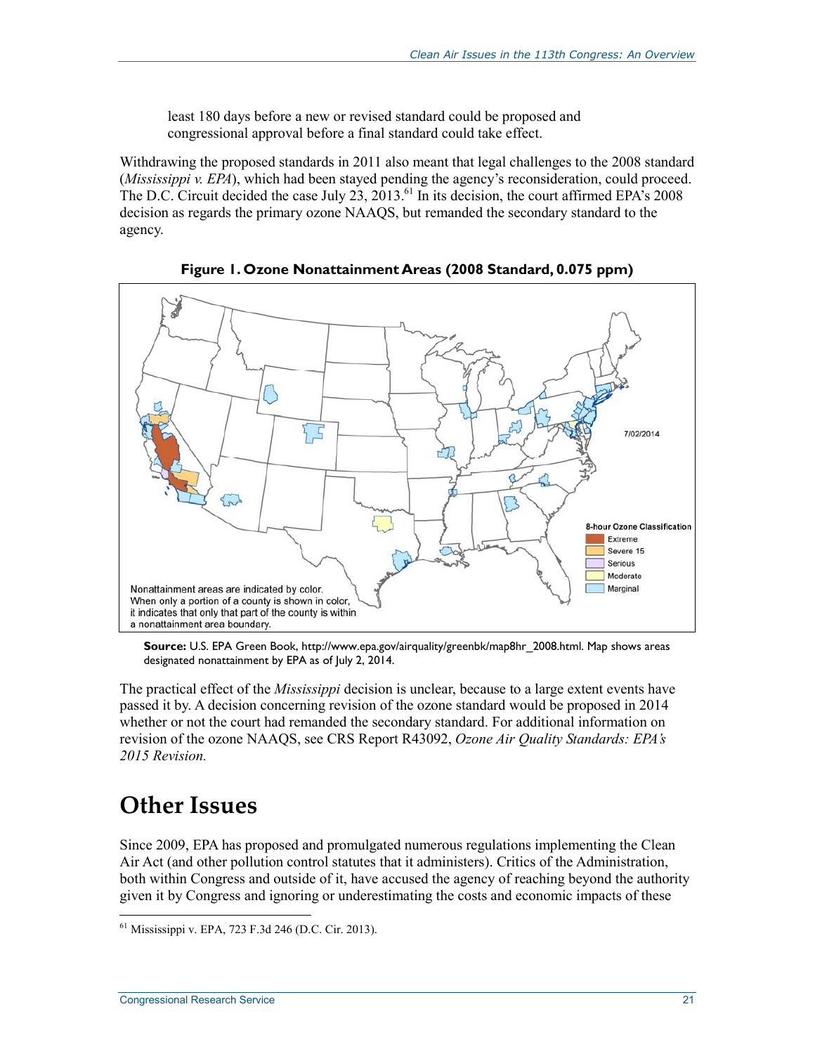least 180 days before a new or revised standard could be proposed and congressional approval before a final standard could take effect.

Withdrawing the proposed standards in 2011 also meant that legal challenges to the 2008 standard (*Mississippi v. EPA*), which had been stayed pending the agency's reconsideration, could proceed. The D.C. Circuit decided the case July 23, 2013.[61] In its decision, the court affirmed EPA's 2008 decision as regards the primary ozone NAAQS, but remanded the secondary standard to the agency.

**Figure 1. Ozone Nonattainment Areas (2008 Standard, 0.075 ppm)**

**Source:** U.S. EPA Green Book, http://www.epa.gov/airquality/greenbk/map8hr_2008.html. Map shows areas designated nonattainment by EPA as of July 2, 2014.

The practical effect of the *Mississippi* decision is unclear, because to a large extent events have passed it by. A decision concerning revision of the ozone standard would be proposed in 2014 whether or not the court had remanded the secondary standard. For additional information on revision of the ozone NAAQS, see CRS Report R43092, *Ozone Air Quality Standards: EPA's 2015 Revision.*

# Other Issues

Since 2009, EPA has proposed and promulgated numerous regulations implementing the Clean Air Act (and other pollution control statutes that it administers). Critics of the Administration, both within Congress and outside of it, have accused the agency of reaching beyond the authority given it by Congress and ignoring or underestimating the costs and economic impacts of these

[61] Mississippi v. EPA, 723 F.3d 246 (D.C. Cir. 2013).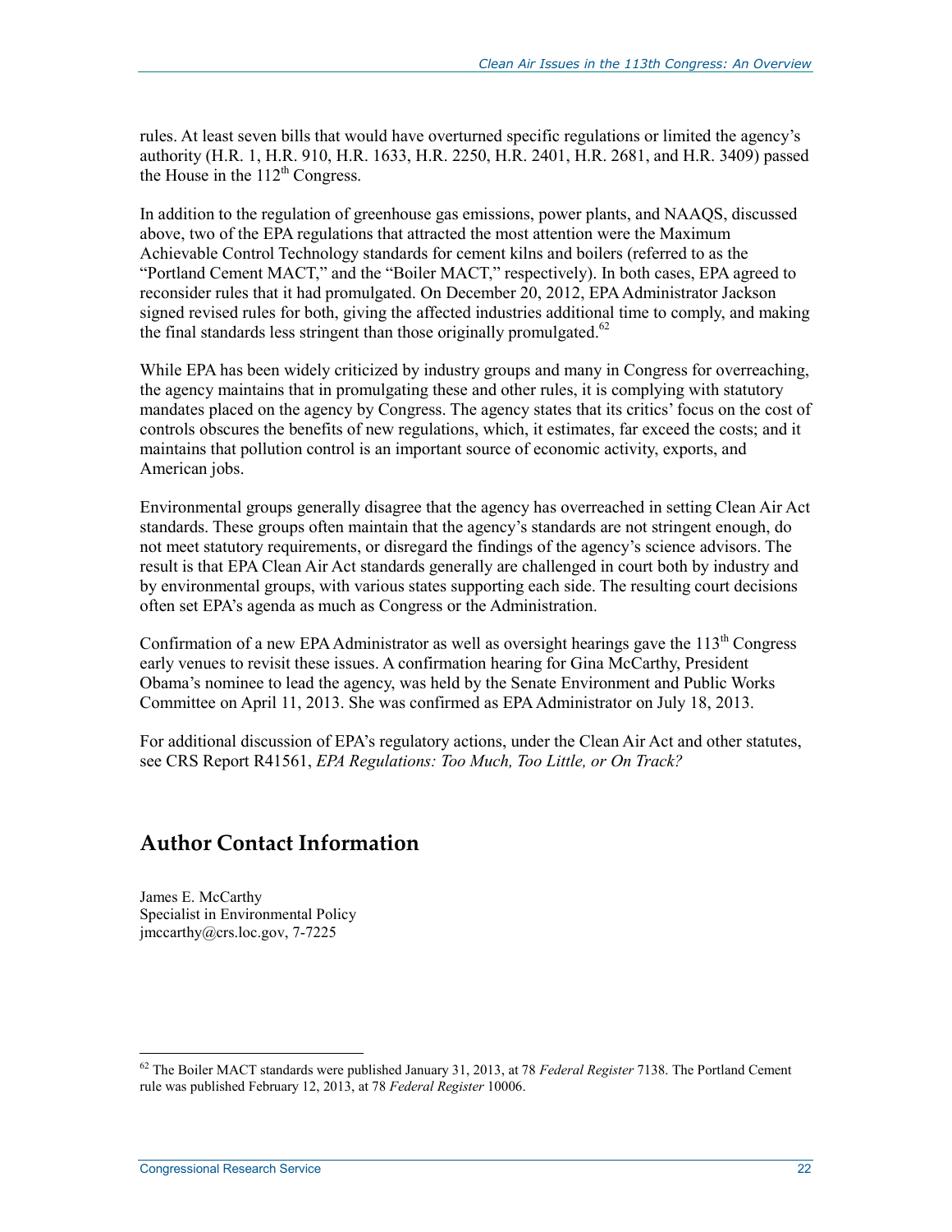rules. At least seven bills that would have overturned specific regulations or limited the agency's authority (H.R. 1, H.R. 910, H.R. 1633, H.R. 2250, H.R. 2401, H.R. 2681, and H.R. 3409) passed the House in the 112th Congress.

In addition to the regulation of greenhouse gas emissions, power plants, and NAAQS, discussed above, two of the EPA regulations that attracted the most attention were the Maximum Achievable Control Technology standards for cement kilns and boilers (referred to as the "Portland Cement MACT," and the "Boiler MACT," respectively). In both cases, EPA agreed to reconsider rules that it had promulgated. On December 20, 2012, EPA Administrator Jackson signed revised rules for both, giving the affected industries additional time to comply, and making the final standards less stringent than those originally promulgated.[62]

While EPA has been widely criticized by industry groups and many in Congress for overreaching, the agency maintains that in promulgating these and other rules, it is complying with statutory mandates placed on the agency by Congress. The agency states that its critics' focus on the cost of controls obscures the benefits of new regulations, which, it estimates, far exceed the costs; and it maintains that pollution control is an important source of economic activity, exports, and American jobs.

Environmental groups generally disagree that the agency has overreached in setting Clean Air Act standards. These groups often maintain that the agency's standards are not stringent enough, do not meet statutory requirements, or disregard the findings of the agency's science advisors. The result is that EPA Clean Air Act standards generally are challenged in court both by industry and by environmental groups, with various states supporting each side. The resulting court decisions often set EPA's agenda as much as Congress or the Administration.

Confirmation of a new EPA Administrator as well as oversight hearings gave the 113th Congress early venues to revisit these issues. A confirmation hearing for Gina McCarthy, President Obama's nominee to lead the agency, was held by the Senate Environment and Public Works Committee on April 11, 2013. She was confirmed as EPA Administrator on July 18, 2013.

For additional discussion of EPA's regulatory actions, under the Clean Air Act and other statutes, see CRS Report R41561, *EPA Regulations: Too Much, Too Little, or On Track?*

## Author Contact Information

James E. McCarthy
Specialist in Environmental Policy
jmccarthy@crs.loc.gov, 7-7225

---

[62] The Boiler MACT standards were published January 31, 2013, at 78 *Federal Register* 7138. The Portland Cement rule was published February 12, 2013, at 78 *Federal Register* 10006.